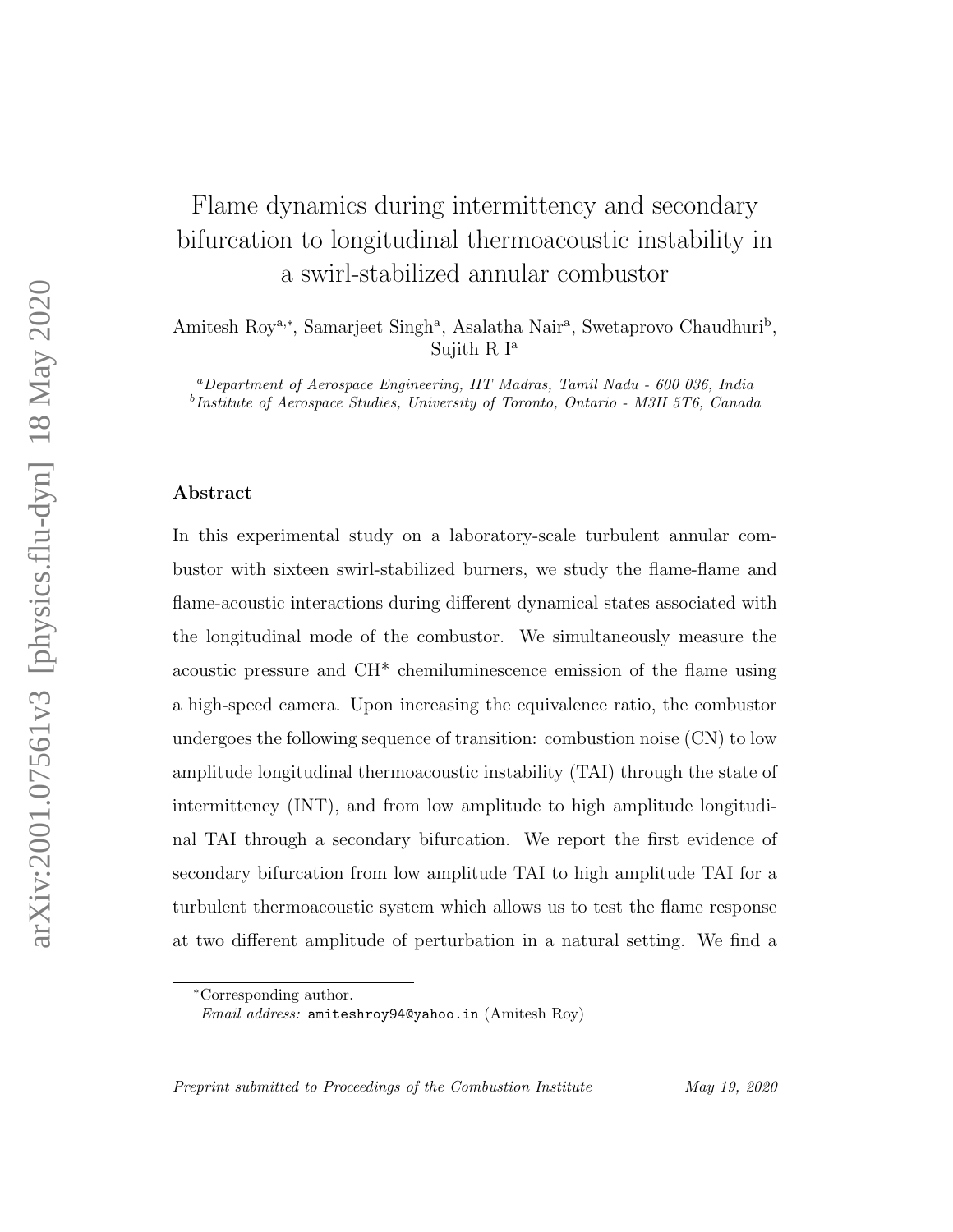# Flame dynamics during intermittency and secondary bifurcation to longitudinal thermoacoustic instability in a swirl-stabilized annular combustor

Amitesh Roy[a,*], Samarjeet Singh[a], Asalatha Nair[a], Swetaprovo Chaudhuri[b], Sujith R I[a]

[a] *Department of Aerospace Engineering, IIT Madras, Tamil Nadu - 600 036, India*
[b] *Institute of Aerospace Studies, University of Toronto, Ontario - M3H 5T6, Canada*

---

## Abstract

In this experimental study on a laboratory-scale turbulent annular combustor with sixteen swirl-stabilized burners, we study the flame-flame and flame-acoustic interactions during different dynamical states associated with the longitudinal mode of the combustor. We simultaneously measure the acoustic pressure and CH* chemiluminescence emission of the flame using a high-speed camera. Upon increasing the equivalence ratio, the combustor undergoes the following sequence of transition: combustion noise (CN) to low amplitude longitudinal thermoacoustic instability (TAI) through the state of intermittency (INT), and from low amplitude to high amplitude longitudinal TAI through a secondary bifurcation. We report the first evidence of secondary bifurcation from low amplitude TAI to high amplitude TAI for a turbulent thermoacoustic system which allows us to test the flame response at two different amplitude of perturbation in a natural setting. We find a

---

*Corresponding author.
*Email address:* amiteshroy94@yahoo.in (Amitesh Roy)

*Preprint submitted to Proceedings of the Combustion Institute* May 19, 2020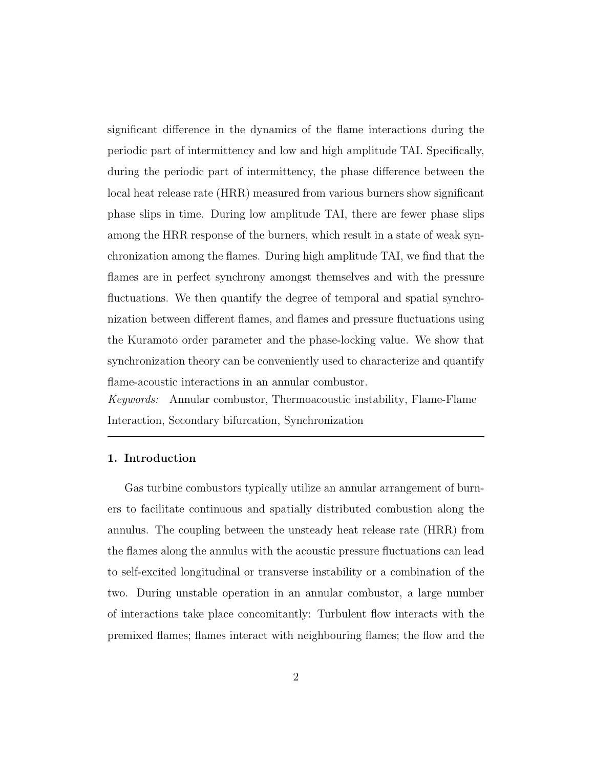significant difference in the dynamics of the flame interactions during the periodic part of intermittency and low and high amplitude TAI. Specifically, during the periodic part of intermittency, the phase difference between the local heat release rate (HRR) measured from various burners show significant phase slips in time. During low amplitude TAI, there are fewer phase slips among the HRR response of the burners, which result in a state of weak synchronization among the flames. During high amplitude TAI, we find that the flames are in perfect synchrony amongst themselves and with the pressure fluctuations. We then quantify the degree of temporal and spatial synchronization between different flames, and flames and pressure fluctuations using the Kuramoto order parameter and the phase-locking value. We show that synchronization theory can be conveniently used to characterize and quantify flame-acoustic interactions in an annular combustor.

*Keywords:* Annular combustor, Thermoacoustic instability, Flame-Flame Interaction, Secondary bifurcation, Synchronization

---

## 1. Introduction

Gas turbine combustors typically utilize an annular arrangement of burners to facilitate continuous and spatially distributed combustion along the annulus. The coupling between the unsteady heat release rate (HRR) from the flames along the annulus with the acoustic pressure fluctuations can lead to self-excited longitudinal or transverse instability or a combination of the two. During unstable operation in an annular combustor, a large number of interactions take place concomitantly: Turbulent flow interacts with the premixed flames; flames interact with neighbouring flames; the flow and the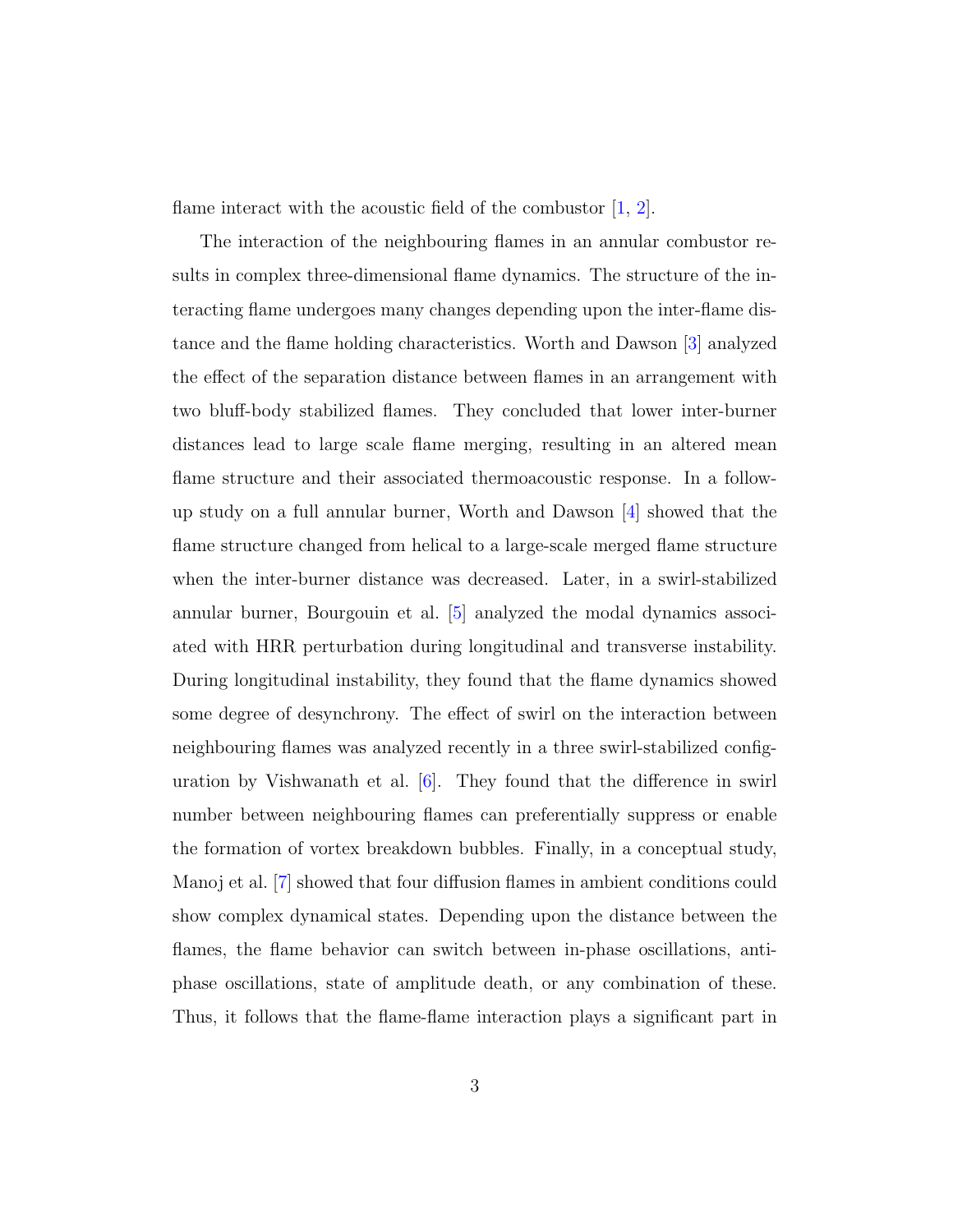flame interact with the acoustic field of the combustor [1, 2].

The interaction of the neighbouring flames in an annular combustor results in complex three-dimensional flame dynamics. The structure of the interacting flame undergoes many changes depending upon the inter-flame distance and the flame holding characteristics. Worth and Dawson [3] analyzed the effect of the separation distance between flames in an arrangement with two bluff-body stabilized flames. They concluded that lower inter-burner distances lead to large scale flame merging, resulting in an altered mean flame structure and their associated thermoacoustic response. In a follow-up study on a full annular burner, Worth and Dawson [4] showed that the flame structure changed from helical to a large-scale merged flame structure when the inter-burner distance was decreased. Later, in a swirl-stabilized annular burner, Bourgouin et al. [5] analyzed the modal dynamics associated with HRR perturbation during longitudinal and transverse instability. During longitudinal instability, they found that the flame dynamics showed some degree of desynchrony. The effect of swirl on the interaction between neighbouring flames was analyzed recently in a three swirl-stabilized configuration by Vishwanath et al. [6]. They found that the difference in swirl number between neighbouring flames can preferentially suppress or enable the formation of vortex breakdown bubbles. Finally, in a conceptual study, Manoj et al. [7] showed that four diffusion flames in ambient conditions could show complex dynamical states. Depending upon the distance between the flames, the flame behavior can switch between in-phase oscillations, anti-phase oscillations, state of amplitude death, or any combination of these. Thus, it follows that the flame-flame interaction plays a significant part in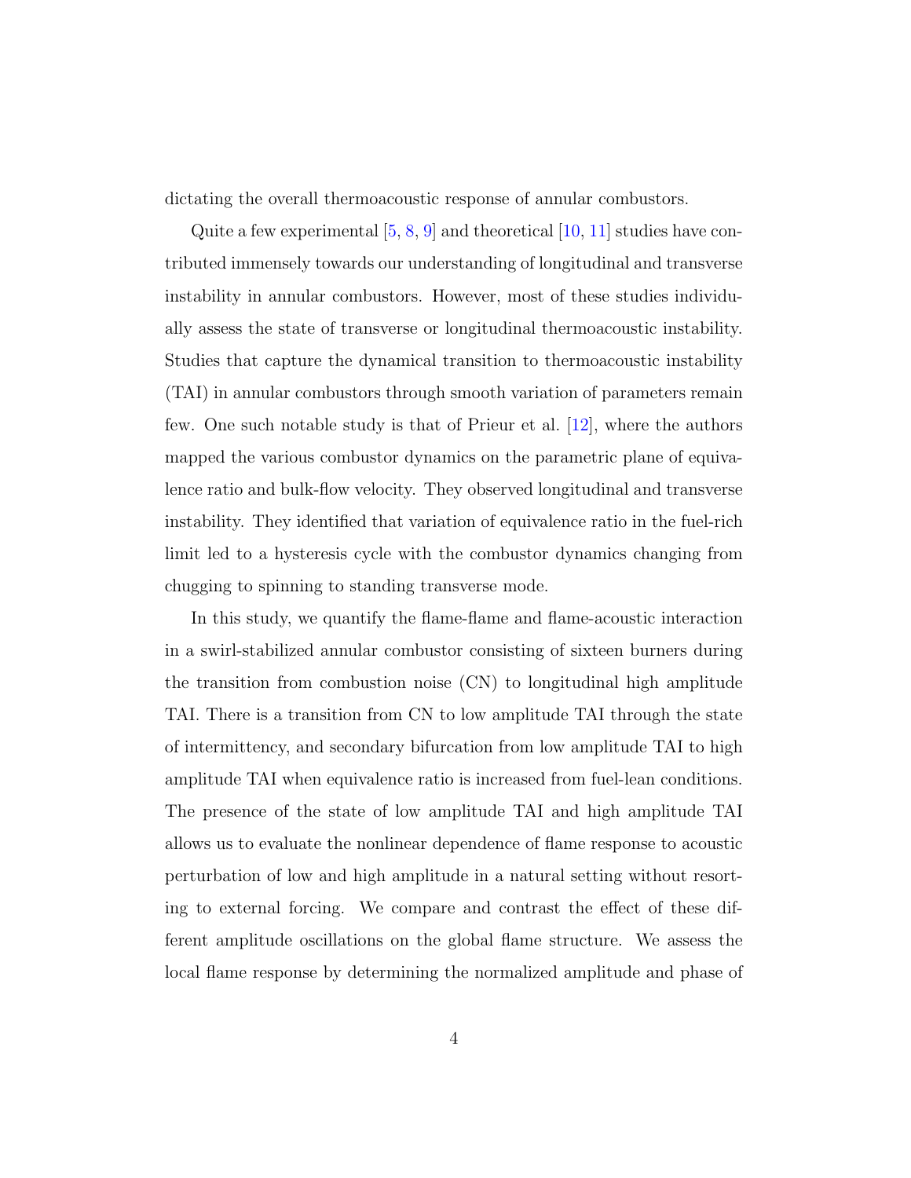dictating the overall thermoacoustic response of annular combustors.

Quite a few experimental [5, 8, 9] and theoretical [10, 11] studies have contributed immensely towards our understanding of longitudinal and transverse instability in annular combustors. However, most of these studies individually assess the state of transverse or longitudinal thermoacoustic instability. Studies that capture the dynamical transition to thermoacoustic instability (TAI) in annular combustors through smooth variation of parameters remain few. One such notable study is that of Prieur et al. [12], where the authors mapped the various combustor dynamics on the parametric plane of equivalence ratio and bulk-flow velocity. They observed longitudinal and transverse instability. They identified that variation of equivalence ratio in the fuel-rich limit led to a hysteresis cycle with the combustor dynamics changing from chugging to spinning to standing transverse mode.

In this study, we quantify the flame-flame and flame-acoustic interaction in a swirl-stabilized annular combustor consisting of sixteen burners during the transition from combustion noise (CN) to longitudinal high amplitude TAI. There is a transition from CN to low amplitude TAI through the state of intermittency, and secondary bifurcation from low amplitude TAI to high amplitude TAI when equivalence ratio is increased from fuel-lean conditions. The presence of the state of low amplitude TAI and high amplitude TAI allows us to evaluate the nonlinear dependence of flame response to acoustic perturbation of low and high amplitude in a natural setting without resorting to external forcing. We compare and contrast the effect of these different amplitude oscillations on the global flame structure. We assess the local flame response by determining the normalized amplitude and phase of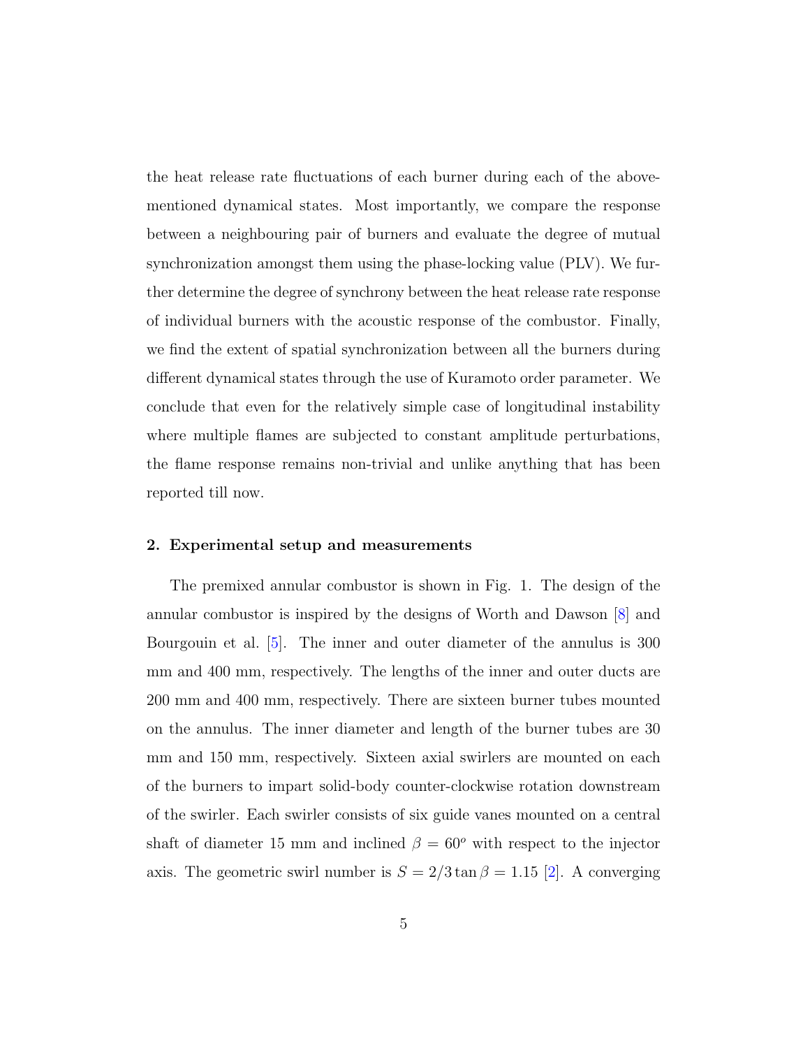the heat release rate fluctuations of each burner during each of the above-mentioned dynamical states. Most importantly, we compare the response between a neighbouring pair of burners and evaluate the degree of mutual synchronization amongst them using the phase-locking value (PLV). We further determine the degree of synchrony between the heat release rate response of individual burners with the acoustic response of the combustor. Finally, we find the extent of spatial synchronization between all the burners during different dynamical states through the use of Kuramoto order parameter. We conclude that even for the relatively simple case of longitudinal instability where multiple flames are subjected to constant amplitude perturbations, the flame response remains non-trivial and unlike anything that has been reported till now.

## 2. Experimental setup and measurements

The premixed annular combustor is shown in Fig. 1. The design of the annular combustor is inspired by the designs of Worth and Dawson [8] and Bourgouin et al. [5]. The inner and outer diameter of the annulus is 300 mm and 400 mm, respectively. The lengths of the inner and outer ducts are 200 mm and 400 mm, respectively. There are sixteen burner tubes mounted on the annulus. The inner diameter and length of the burner tubes are 30 mm and 150 mm, respectively. Sixteen axial swirlers are mounted on each of the burners to impart solid-body counter-clockwise rotation downstream of the swirler. Each swirler consists of six guide vanes mounted on a central shaft of diameter 15 mm and inclined $\beta = 60^o$ with respect to the injector axis. The geometric swirl number is $S = 2/3 \tan\beta = 1.15$ [2]. A converging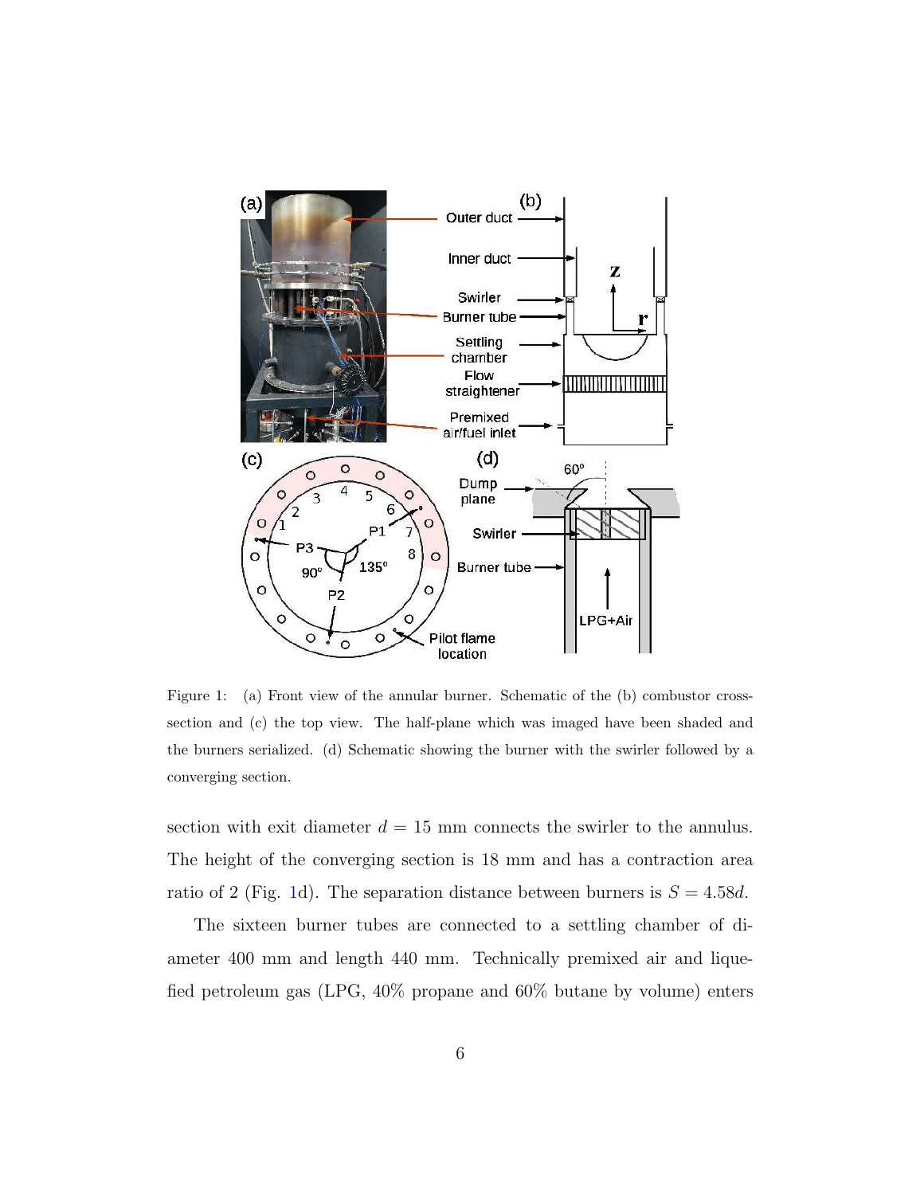Figure 1: (a) Front view of the annular burner. Schematic of the (b) combustor cross-section and (c) the top view. The half-plane which was imaged have been shaded and the burners serialized. (d) Schematic showing the burner with the swirler followed by a converging section.

section with exit diameter $d = 15$ mm connects the swirler to the annulus. The height of the converging section is 18 mm and has a contraction area ratio of 2 (Fig. 1d). The separation distance between burners is $S = 4.58d$.

The sixteen burner tubes are connected to a settling chamber of diameter 400 mm and length 440 mm. Technically premixed air and liquefied petroleum gas (LPG, 40% propane and 60% butane by volume) enters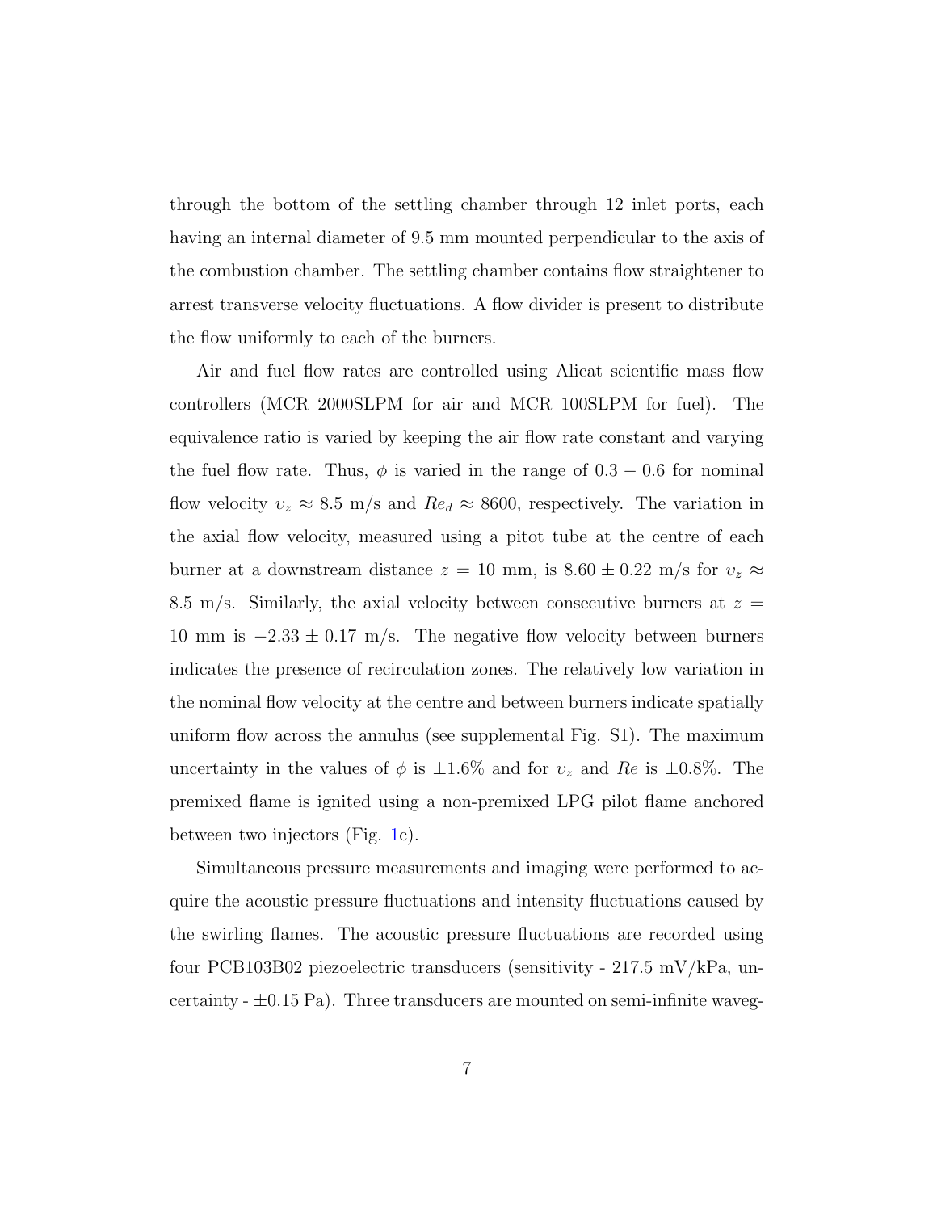through the bottom of the settling chamber through 12 inlet ports, each having an internal diameter of 9.5 mm mounted perpendicular to the axis of the combustion chamber. The settling chamber contains flow straightener to arrest transverse velocity fluctuations. A flow divider is present to distribute the flow uniformly to each of the burners.

Air and fuel flow rates are controlled using Alicat scientific mass flow controllers (MCR 2000SLPM for air and MCR 100SLPM for fuel). The equivalence ratio is varied by keeping the air flow rate constant and varying the fuel flow rate. Thus, $\phi$ is varied in the range of $0.3 - 0.6$ for nominal flow velocity $\upsilon_z \approx 8.5$ m/s and $Re_d \approx 8600$, respectively. The variation in the axial flow velocity, measured using a pitot tube at the centre of each burner at a downstream distance $z = 10$ mm, is $8.60 \pm 0.22$ m/s for $\upsilon_z \approx 8.5$ m/s. Similarly, the axial velocity between consecutive burners at $z = 10$ mm is $-2.33 \pm 0.17$ m/s. The negative flow velocity between burners indicates the presence of recirculation zones. The relatively low variation in the nominal flow velocity at the centre and between burners indicate spatially uniform flow across the annulus (see supplemental Fig. S1). The maximum uncertainty in the values of $\phi$ is $\pm 1.6\%$ and for $\upsilon_z$ and $Re$ is $\pm 0.8\%$. The premixed flame is ignited using a non-premixed LPG pilot flame anchored between two injectors (Fig. 1c).

Simultaneous pressure measurements and imaging were performed to acquire the acoustic pressure fluctuations and intensity fluctuations caused by the swirling flames. The acoustic pressure fluctuations are recorded using four PCB103B02 piezoelectric transducers (sensitivity - 217.5 mV/kPa, uncertainty - $\pm 0.15$ Pa). Three transducers are mounted on semi-infinite waveg-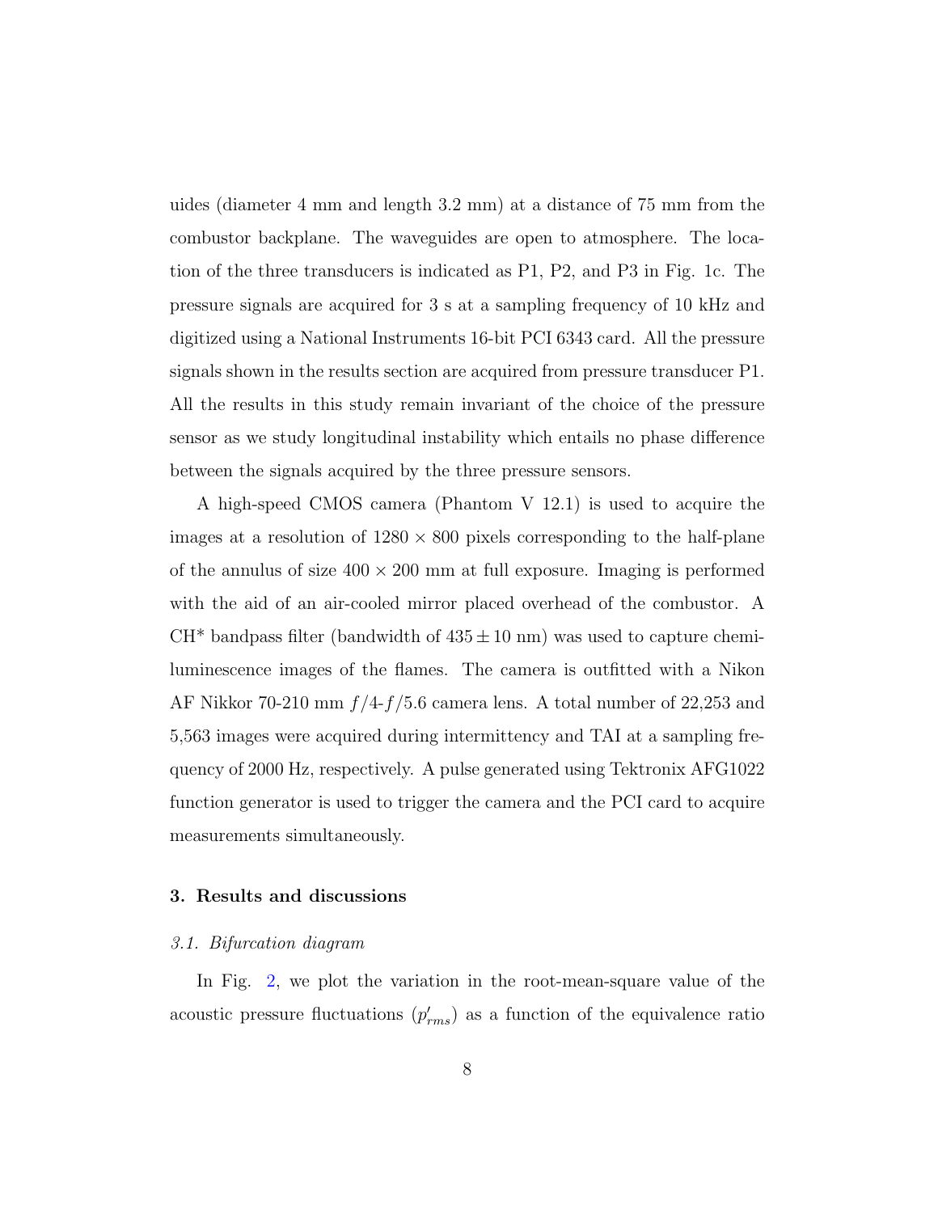uides (diameter 4 mm and length 3.2 mm) at a distance of 75 mm from the combustor backplane. The waveguides are open to atmosphere. The location of the three transducers is indicated as P1, P2, and P3 in Fig. 1c. The pressure signals are acquired for 3 s at a sampling frequency of 10 kHz and digitized using a National Instruments 16-bit PCI 6343 card. All the pressure signals shown in the results section are acquired from pressure transducer P1. All the results in this study remain invariant of the choice of the pressure sensor as we study longitudinal instability which entails no phase difference between the signals acquired by the three pressure sensors.

A high-speed CMOS camera (Phantom V 12.1) is used to acquire the images at a resolution of $1280 \times 800$ pixels corresponding to the half-plane of the annulus of size $400 \times 200$ mm at full exposure. Imaging is performed with the aid of an air-cooled mirror placed overhead of the combustor. A CH* bandpass filter (bandwidth of $435 \pm 10$ nm) was used to capture chemiluminescence images of the flames. The camera is outfitted with a Nikon AF Nikkor 70-210 mm $f/4$-$f/5.6$ camera lens. A total number of 22,253 and 5,563 images were acquired during intermittency and TAI at a sampling frequency of 2000 Hz, respectively. A pulse generated using Tektronix AFG1022 function generator is used to trigger the camera and the PCI card to acquire measurements simultaneously.

## 3. Results and discussions

### *3.1. Bifurcation diagram*

In Fig. 2, we plot the variation in the root-mean-square value of the acoustic pressure fluctuations ($p'_{rms}$) as a function of the equivalence ratio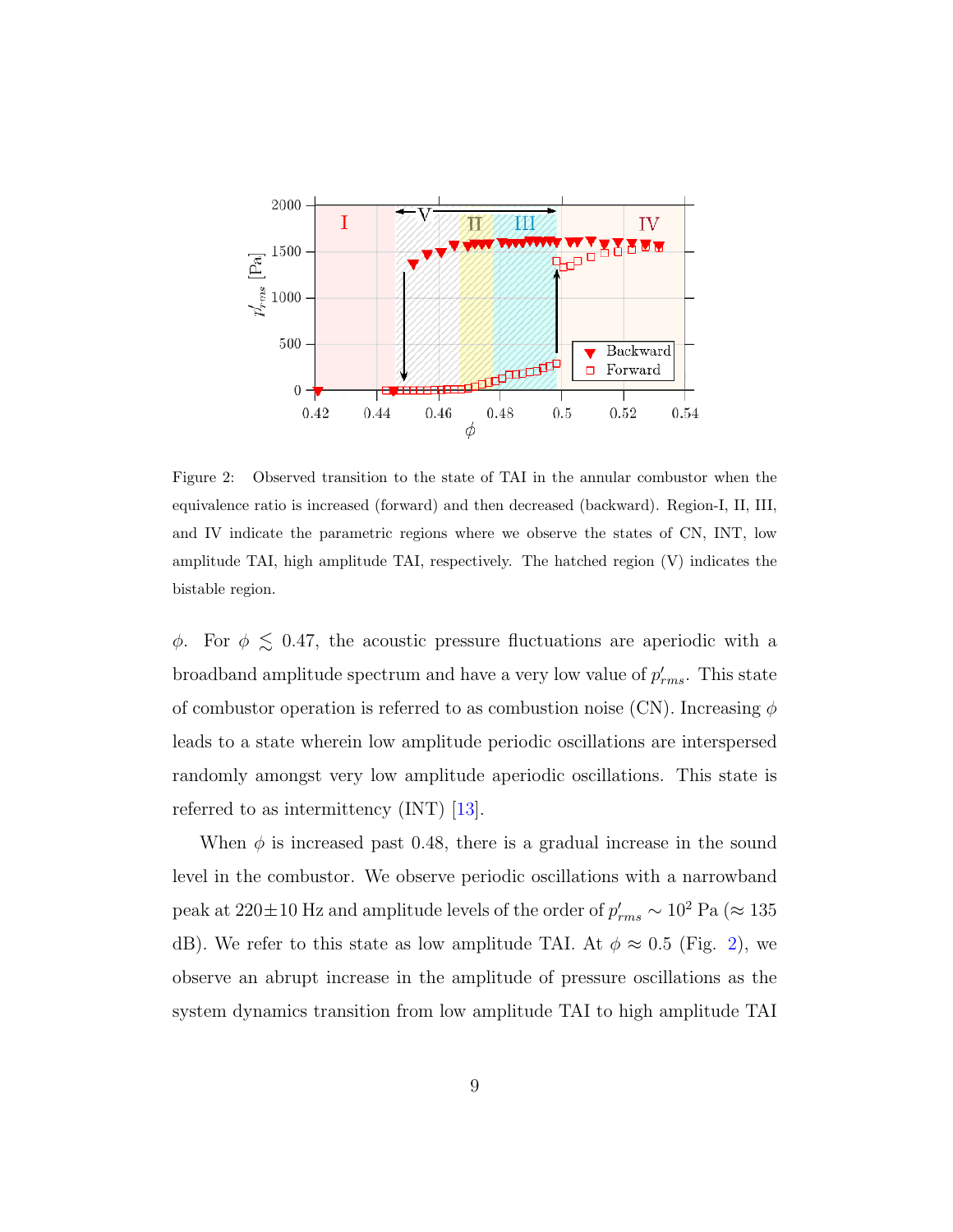Figure 2: Observed transition to the state of TAI in the annular combustor when the equivalence ratio is increased (forward) and then decreased (backward). Region-I, II, III, and IV indicate the parametric regions where we observe the states of CN, INT, low amplitude TAI, high amplitude TAI, respectively. The hatched region (V) indicates the bistable region.

$\phi$. For $\phi \lesssim 0.47$, the acoustic pressure fluctuations are aperiodic with a broadband amplitude spectrum and have a very low value of $p'_{rms}$. This state of combustor operation is referred to as combustion noise (CN). Increasing $\phi$ leads to a state wherein low amplitude periodic oscillations are interspersed randomly amongst very low amplitude aperiodic oscillations. This state is referred to as intermittency (INT) [13].

When $\phi$ is increased past 0.48, there is a gradual increase in the sound level in the combustor. We observe periodic oscillations with a narrowband peak at $220 \pm 10$ Hz and amplitude levels of the order of $p'_{rms} \sim 10^2$ Pa ($\approx 135$ dB). We refer to this state as low amplitude TAI. At $\phi \approx 0.5$ (Fig. 2), we observe an abrupt increase in the amplitude of pressure oscillations as the system dynamics transition from low amplitude TAI to high amplitude TAI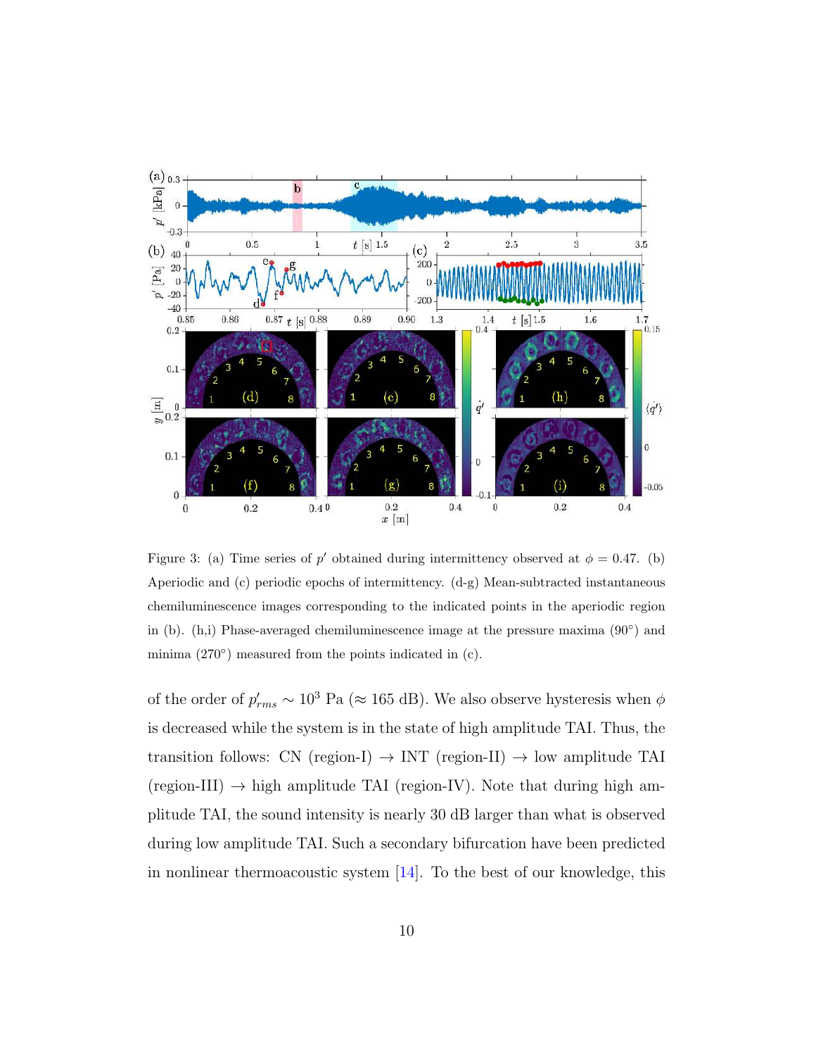Figure 3: (a) Time series of $p'$ obtained during intermittency observed at $\phi = 0.47$. (b) Aperiodic and (c) periodic epochs of intermittency. (d-g) Mean-subtracted instantaneous chemiluminescence images corresponding to the indicated points in the aperiodic region in (b). (h,i) Phase-averaged chemiluminescence image at the pressure maxima (90°) and minima (270°) measured from the points indicated in (c).

of the order of $p'_{rms} \sim 10^3$ Pa ($\approx$ 165 dB). We also observe hysteresis when $\phi$ is decreased while the system is in the state of high amplitude TAI. Thus, the transition follows: CN (region-I) $\rightarrow$ INT (region-II) $\rightarrow$ low amplitude TAI (region-III) $\rightarrow$ high amplitude TAI (region-IV). Note that during high amplitude TAI, the sound intensity is nearly 30 dB larger than what is observed during low amplitude TAI. Such a secondary bifurcation have been predicted in nonlinear thermoacoustic system [14]. To the best of our knowledge, this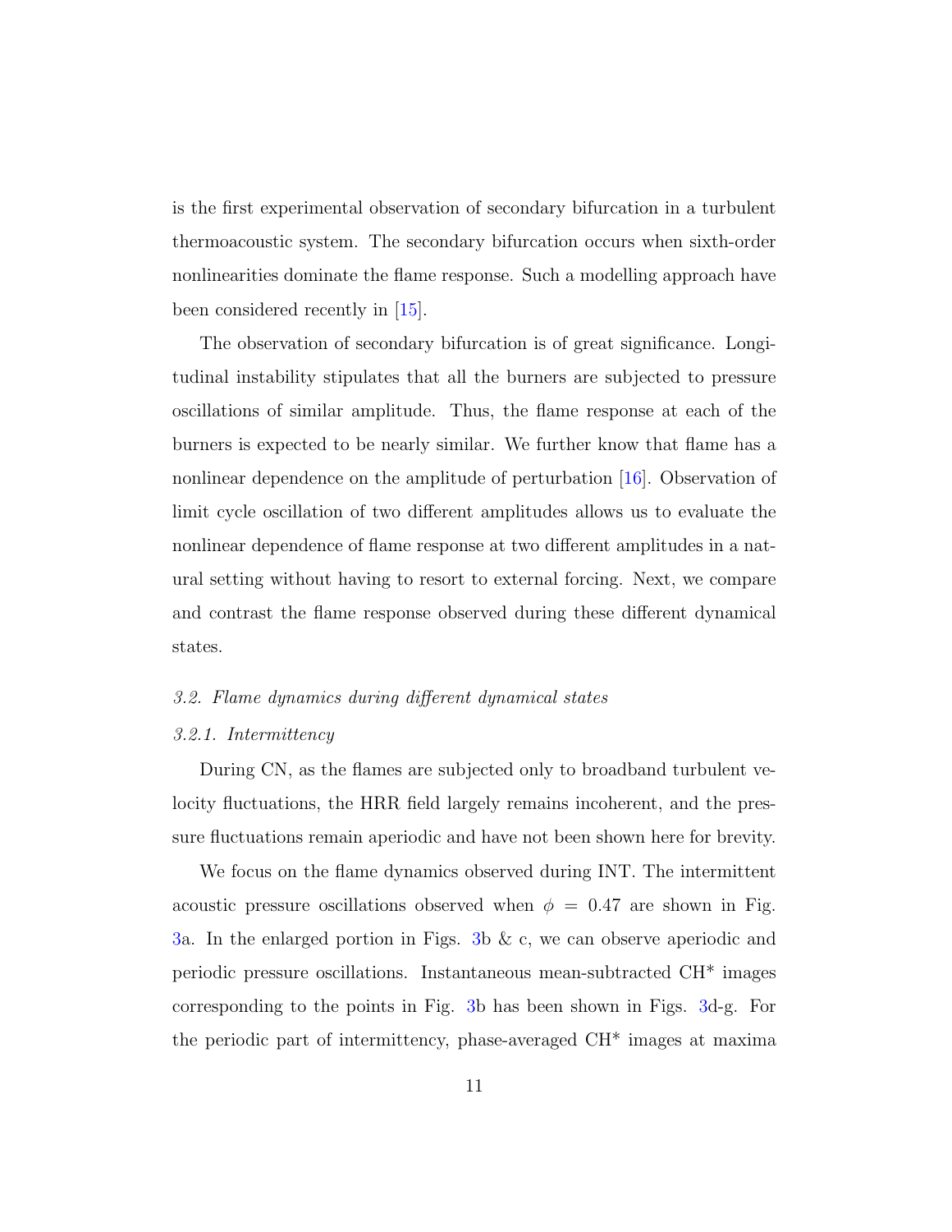is the first experimental observation of secondary bifurcation in a turbulent thermoacoustic system. The secondary bifurcation occurs when sixth-order nonlinearities dominate the flame response. Such a modelling approach have been considered recently in [15].

The observation of secondary bifurcation is of great significance. Longitudinal instability stipulates that all the burners are subjected to pressure oscillations of similar amplitude. Thus, the flame response at each of the burners is expected to be nearly similar. We further know that flame has a nonlinear dependence on the amplitude of perturbation [16]. Observation of limit cycle oscillation of two different amplitudes allows us to evaluate the nonlinear dependence of flame response at two different amplitudes in a natural setting without having to resort to external forcing. Next, we compare and contrast the flame response observed during these different dynamical states.

### *3.2. Flame dynamics during different dynamical states*

#### *3.2.1. Intermittency*

During CN, as the flames are subjected only to broadband turbulent velocity fluctuations, the HRR field largely remains incoherent, and the pressure fluctuations remain aperiodic and have not been shown here for brevity.

We focus on the flame dynamics observed during INT. The intermittent acoustic pressure oscillations observed when $\phi = 0.47$ are shown in Fig. 3a. In the enlarged portion in Figs. 3b & c, we can observe aperiodic and periodic pressure oscillations. Instantaneous mean-subtracted CH* images corresponding to the points in Fig. 3b has been shown in Figs. 3d-g. For the periodic part of intermittency, phase-averaged CH* images at maxima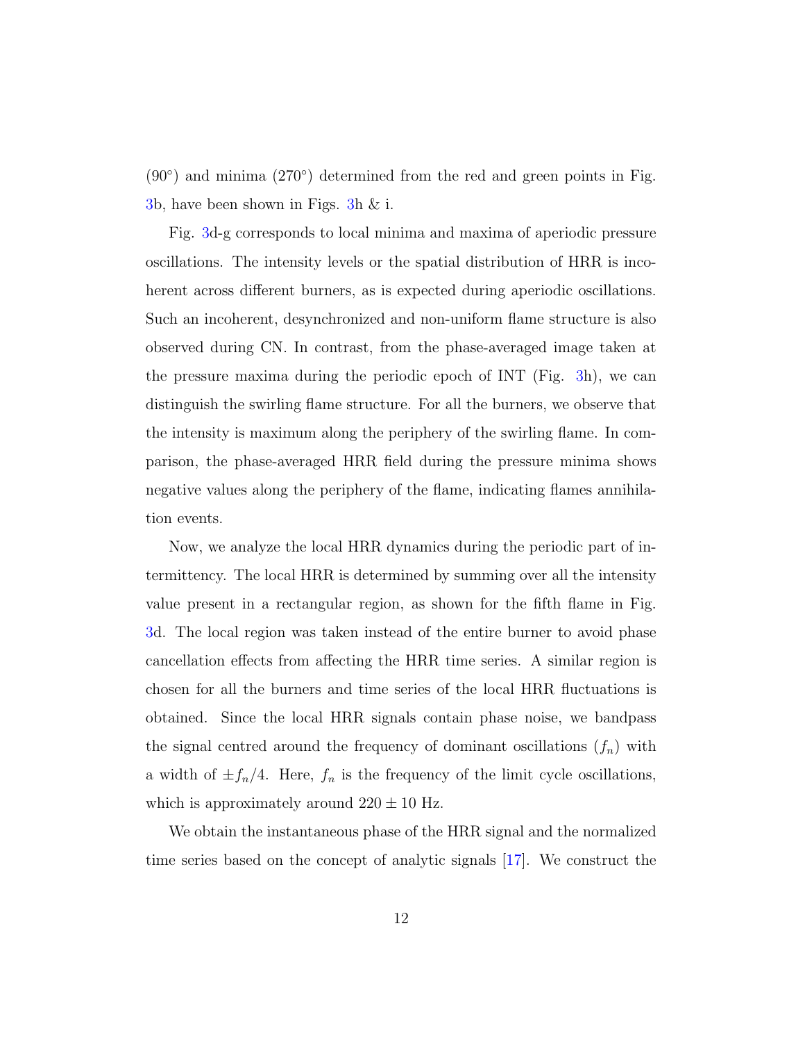($90^{\circ}$) and minima ($270^{\circ}$) determined from the red and green points in Fig. 3b, have been shown in Figs. 3h & i.

Fig. 3d-g corresponds to local minima and maxima of aperiodic pressure oscillations. The intensity levels or the spatial distribution of HRR is incoherent across different burners, as is expected during aperiodic oscillations. Such an incoherent, desynchronized and non-uniform flame structure is also observed during CN. In contrast, from the phase-averaged image taken at the pressure maxima during the periodic epoch of INT (Fig. 3h), we can distinguish the swirling flame structure. For all the burners, we observe that the intensity is maximum along the periphery of the swirling flame. In comparison, the phase-averaged HRR field during the pressure minima shows negative values along the periphery of the flame, indicating flames annihilation events.

Now, we analyze the local HRR dynamics during the periodic part of intermittency. The local HRR is determined by summing over all the intensity value present in a rectangular region, as shown for the fifth flame in Fig. 3d. The local region was taken instead of the entire burner to avoid phase cancellation effects from affecting the HRR time series. A similar region is chosen for all the burners and time series of the local HRR fluctuations is obtained. Since the local HRR signals contain phase noise, we bandpass the signal centred around the frequency of dominant oscillations ($f_n$) with a width of $\pm f_n/4$. Here, $f_n$ is the frequency of the limit cycle oscillations, which is approximately around $220 \pm 10$ Hz.

We obtain the instantaneous phase of the HRR signal and the normalized time series based on the concept of analytic signals [17]. We construct the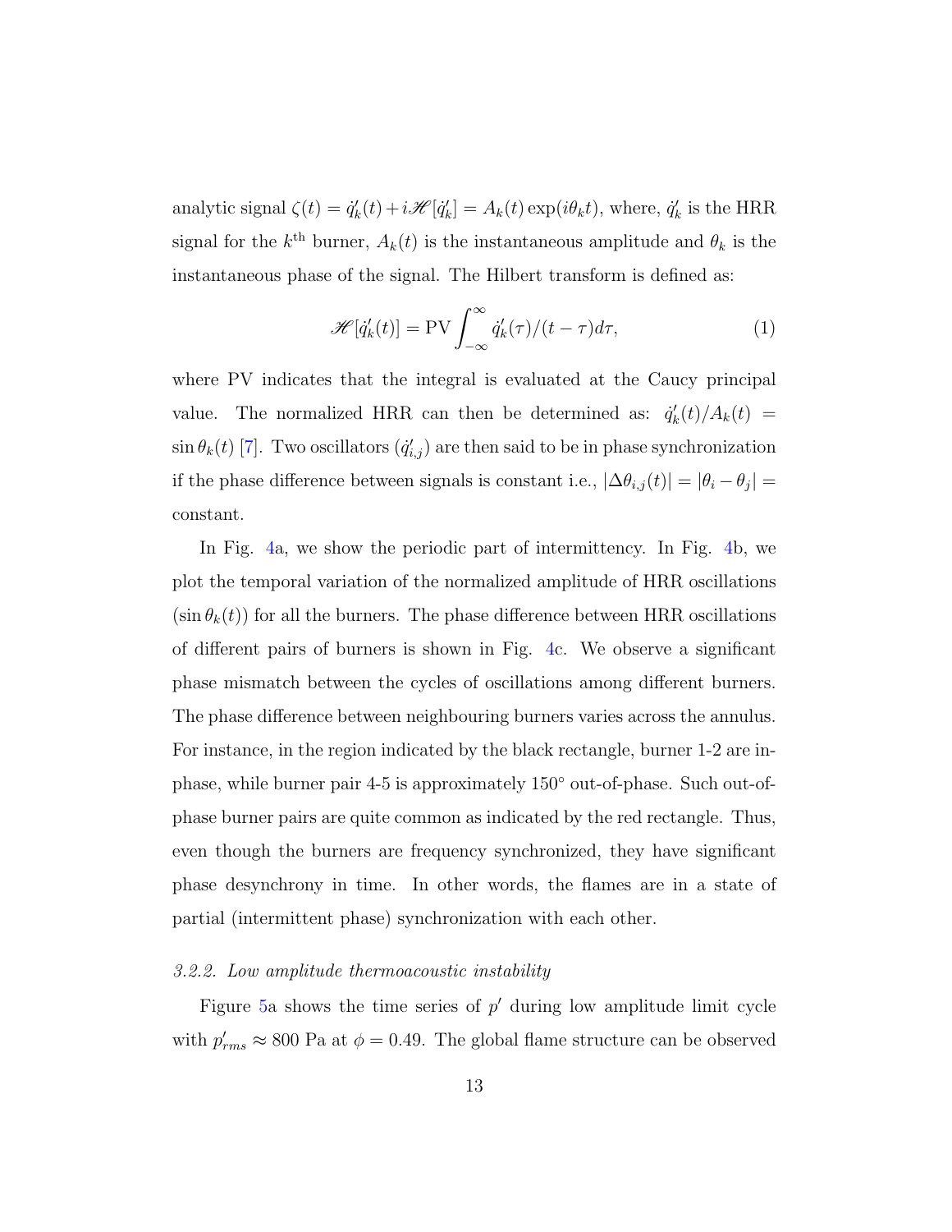analytic signal $\zeta(t) = \dot{q}_k'(t) + i\mathscr{H}[\dot{q}_k'] = A_k(t)\exp(i\theta_k t)$, where, $\dot{q}_k'$ is the HRR signal for the $k^{\text{th}}$ burner, $A_k(t)$ is the instantaneous amplitude and $\theta_k$ is the instantaneous phase of the signal. The Hilbert transform is defined as:

$$\mathscr{H}[\dot{q}_k'(t)] = \text{PV}\int_{-\infty}^{\infty} \dot{q}_k'(\tau)/(t-\tau)d\tau, \tag{1}$$

where PV indicates that the integral is evaluated at the Caucy principal value. The normalized HRR can then be determined as: $\dot{q}_k'(t)/A_k(t) = \sin\theta_k(t)$ [7]. Two oscillators ($\dot{q}_{i,j}'$) are then said to be in phase synchronization if the phase difference between signals is constant i.e., $|\Delta\theta_{i,j}(t)| = |\theta_i - \theta_j| =$ constant.

In Fig. 4a, we show the periodic part of intermittency. In Fig. 4b, we plot the temporal variation of the normalized amplitude of HRR oscillations ($\sin\theta_k(t)$) for all the burners. The phase difference between HRR oscillations of different pairs of burners is shown in Fig. 4c. We observe a significant phase mismatch between the cycles of oscillations among different burners. The phase difference between neighbouring burners varies across the annulus. For instance, in the region indicated by the black rectangle, burner 1-2 are in-phase, while burner pair 4-5 is approximately 150° out-of-phase. Such out-of-phase burner pairs are quite common as indicated by the red rectangle. Thus, even though the burners are frequency synchronized, they have significant phase desynchrony in time. In other words, the flames are in a state of partial (intermittent phase) synchronization with each other.

*3.2.2. Low amplitude thermoacoustic instability*

Figure 5a shows the time series of $p'$ during low amplitude limit cycle with $p'_{rms} \approx 800$ Pa at $\phi = 0.49$. The global flame structure can be observed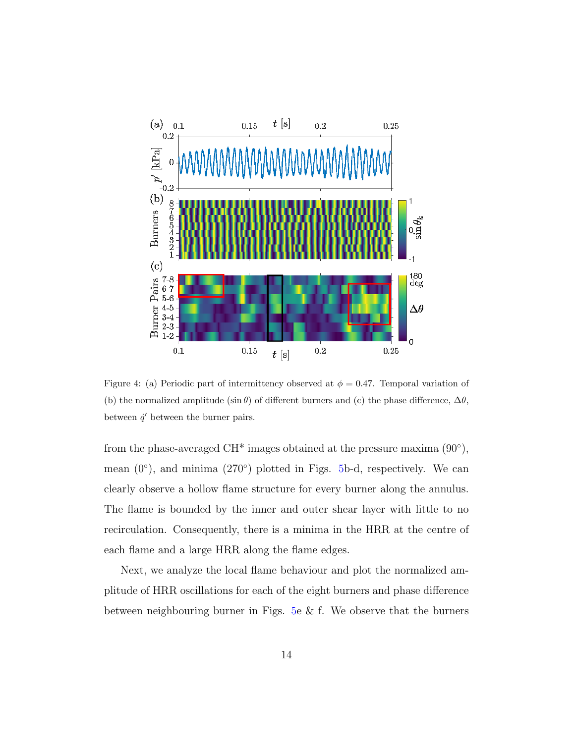Figure 4: (a) Periodic part of intermittency observed at $\phi = 0.47$. Temporal variation of (b) the normalized amplitude ($\sin\theta$) of different burners and (c) the phase difference, $\Delta\theta$, between $\dot{q}'$ between the burner pairs.

from the phase-averaged CH* images obtained at the pressure maxima (90°), mean (0°), and minima (270°) plotted in Figs. 5b-d, respectively. We can clearly observe a hollow flame structure for every burner along the annulus. The flame is bounded by the inner and outer shear layer with little to no recirculation. Consequently, there is a minima in the HRR at the centre of each flame and a large HRR along the flame edges.

Next, we analyze the local flame behaviour and plot the normalized amplitude of HRR oscillations for each of the eight burners and phase difference between neighbouring burner in Figs. 5e & f. We observe that the burners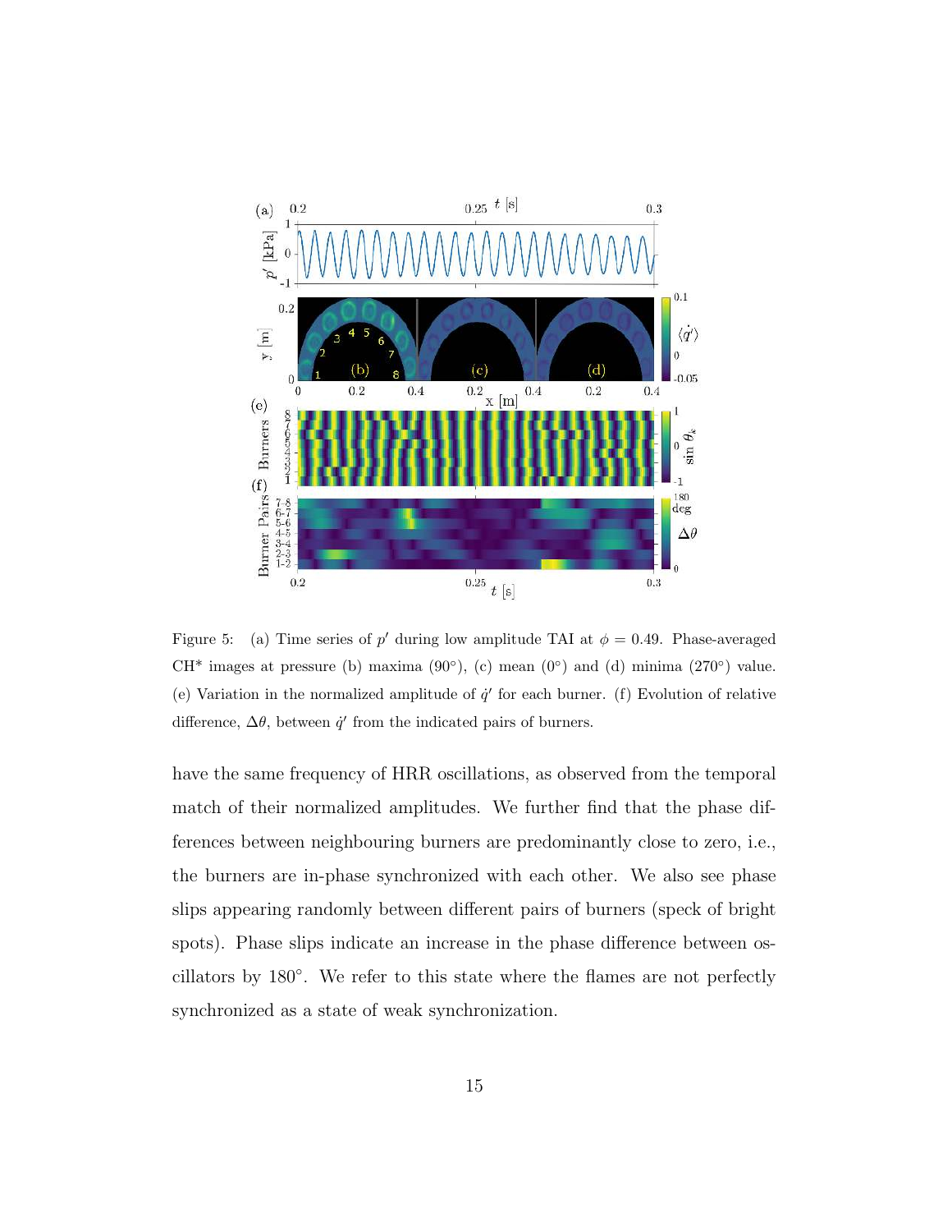Figure 5: (a) Time series of $p'$ during low amplitude TAI at $\phi = 0.49$. Phase-averaged CH* images at pressure (b) maxima (90°), (c) mean (0°) and (d) minima (270°) value. (e) Variation in the normalized amplitude of $\dot{q}'$ for each burner. (f) Evolution of relative difference, $\Delta\theta$, between $\dot{q}'$ from the indicated pairs of burners.

have the same frequency of HRR oscillations, as observed from the temporal match of their normalized amplitudes. We further find that the phase differences between neighbouring burners are predominantly close to zero, i.e., the burners are in-phase synchronized with each other. We also see phase slips appearing randomly between different pairs of burners (speck of bright spots). Phase slips indicate an increase in the phase difference between oscillators by 180°. We refer to this state where the flames are not perfectly synchronized as a state of weak synchronization.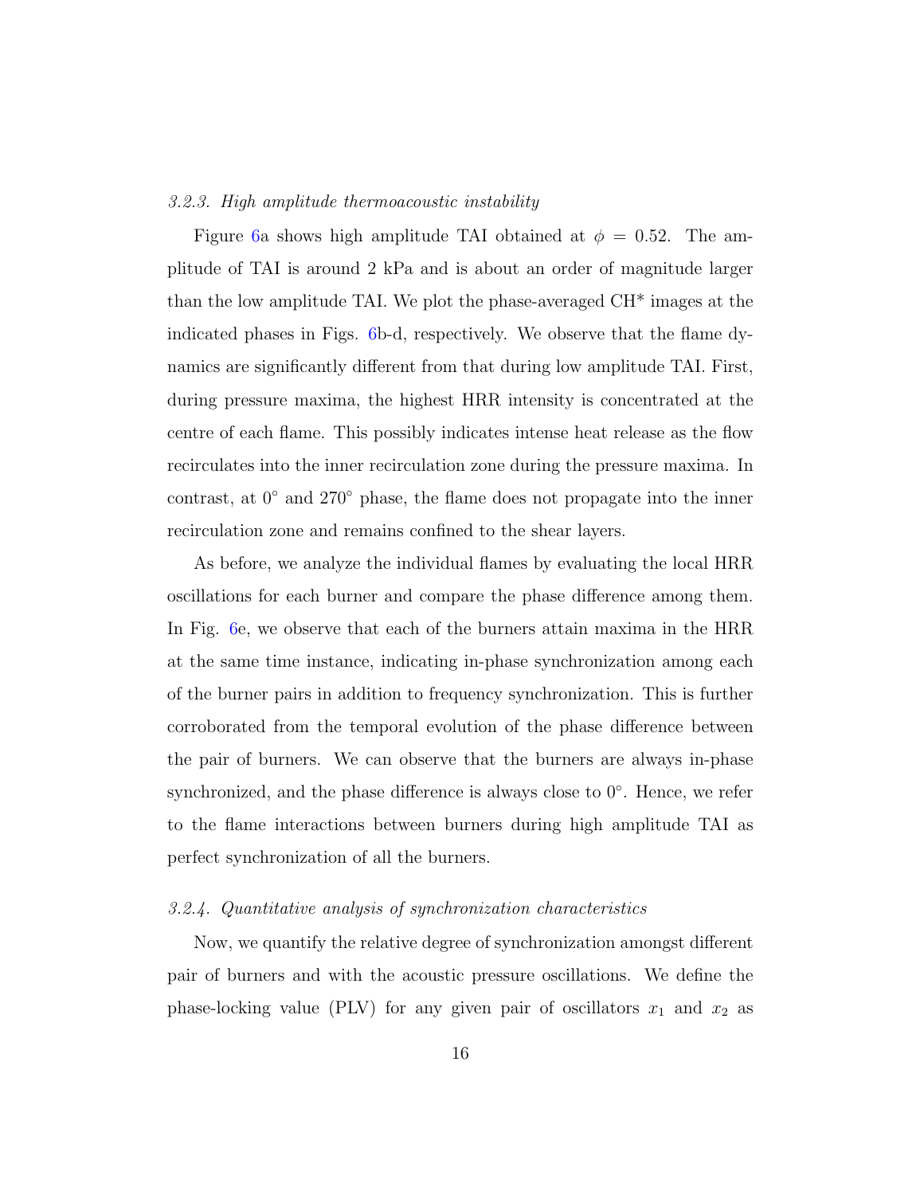### 3.2.3. High amplitude thermoacoustic instability

Figure 6a shows high amplitude TAI obtained at $\phi = 0.52$. The amplitude of TAI is around 2 kPa and is about an order of magnitude larger than the low amplitude TAI. We plot the phase-averaged CH* images at the indicated phases in Figs. 6b-d, respectively. We observe that the flame dynamics are significantly different from that during low amplitude TAI. First, during pressure maxima, the highest HRR intensity is concentrated at the centre of each flame. This possibly indicates intense heat release as the flow recirculates into the inner recirculation zone during the pressure maxima. In contrast, at $0^\circ$ and $270^\circ$ phase, the flame does not propagate into the inner recirculation zone and remains confined to the shear layers.

As before, we analyze the individual flames by evaluating the local HRR oscillations for each burner and compare the phase difference among them. In Fig. 6e, we observe that each of the burners attain maxima in the HRR at the same time instance, indicating in-phase synchronization among each of the burner pairs in addition to frequency synchronization. This is further corroborated from the temporal evolution of the phase difference between the pair of burners. We can observe that the burners are always in-phase synchronized, and the phase difference is always close to $0^\circ$. Hence, we refer to the flame interactions between burners during high amplitude TAI as perfect synchronization of all the burners.

### 3.2.4. Quantitative analysis of synchronization characteristics

Now, we quantify the relative degree of synchronization amongst different pair of burners and with the acoustic pressure oscillations. We define the phase-locking value (PLV) for any given pair of oscillators $x_1$ and $x_2$ as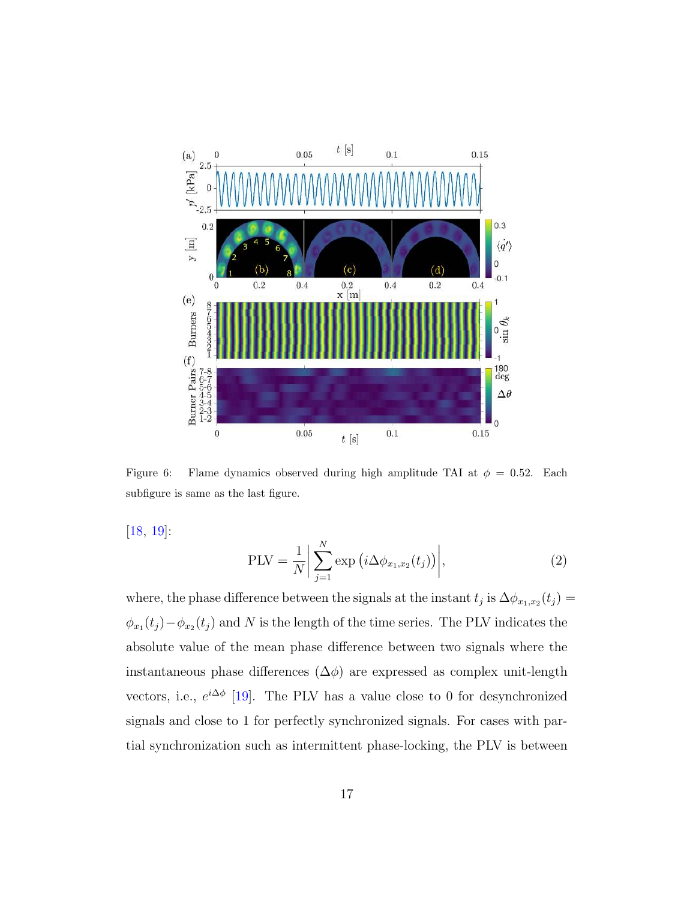Figure 6: Flame dynamics observed during high amplitude TAI at $\phi = 0.52$. Each subfigure is same as the last figure.

[18, 19]:

$$\text{PLV} = \frac{1}{N}\left|\sum_{j=1}^{N} \exp\left(i\Delta\phi_{x_1,x_2}(t_j)\right)\right|, \tag{2}$$

where, the phase difference between the signals at the instant $t_j$ is $\Delta\phi_{x_1,x_2}(t_j) = \phi_{x_1}(t_j) - \phi_{x_2}(t_j)$ and $N$ is the length of the time series. The PLV indicates the absolute value of the mean phase difference between two signals where the instantaneous phase differences ($\Delta\phi$) are expressed as complex unit-length vectors, i.e., $e^{i\Delta\phi}$ [19]. The PLV has a value close to 0 for desynchronized signals and close to 1 for perfectly synchronized signals. For cases with partial synchronization such as intermittent phase-locking, the PLV is between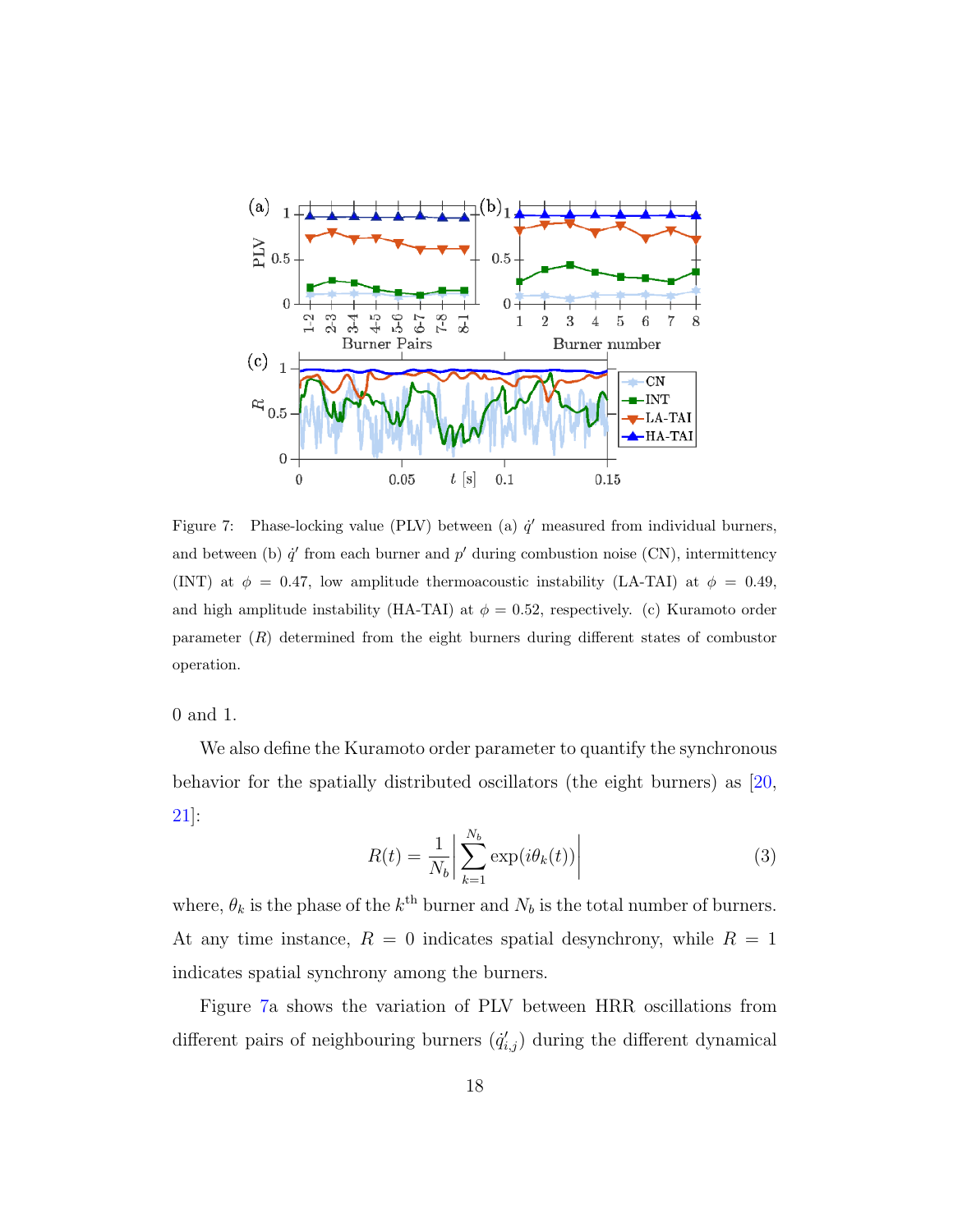Figure 7: Phase-locking value (PLV) between (a) $\dot{q}'$ measured from individual burners, and between (b) $\dot{q}'$ from each burner and $p'$ during combustion noise (CN), intermittency (INT) at $\phi = 0.47$, low amplitude thermoacoustic instability (LA-TAI) at $\phi = 0.49$, and high amplitude instability (HA-TAI) at $\phi = 0.52$, respectively. (c) Kuramoto order parameter ($R$) determined from the eight burners during different states of combustor operation.

0 and 1.

We also define the Kuramoto order parameter to quantify the synchronous behavior for the spatially distributed oscillators (the eight burners) as [20, 21]:

$$R(t) = \frac{1}{N_b}\left|\sum_{k=1}^{N_b} \exp(i\theta_k(t))\right| \tag{3}$$

where, $\theta_k$ is the phase of the $k^{\text{th}}$ burner and $N_b$ is the total number of burners. At any time instance, $R = 0$ indicates spatial desynchrony, while $R = 1$ indicates spatial synchrony among the burners.

Figure 7a shows the variation of PLV between HRR oscillations from different pairs of neighbouring burners ($\dot{q}'_{i,j}$) during the different dynamical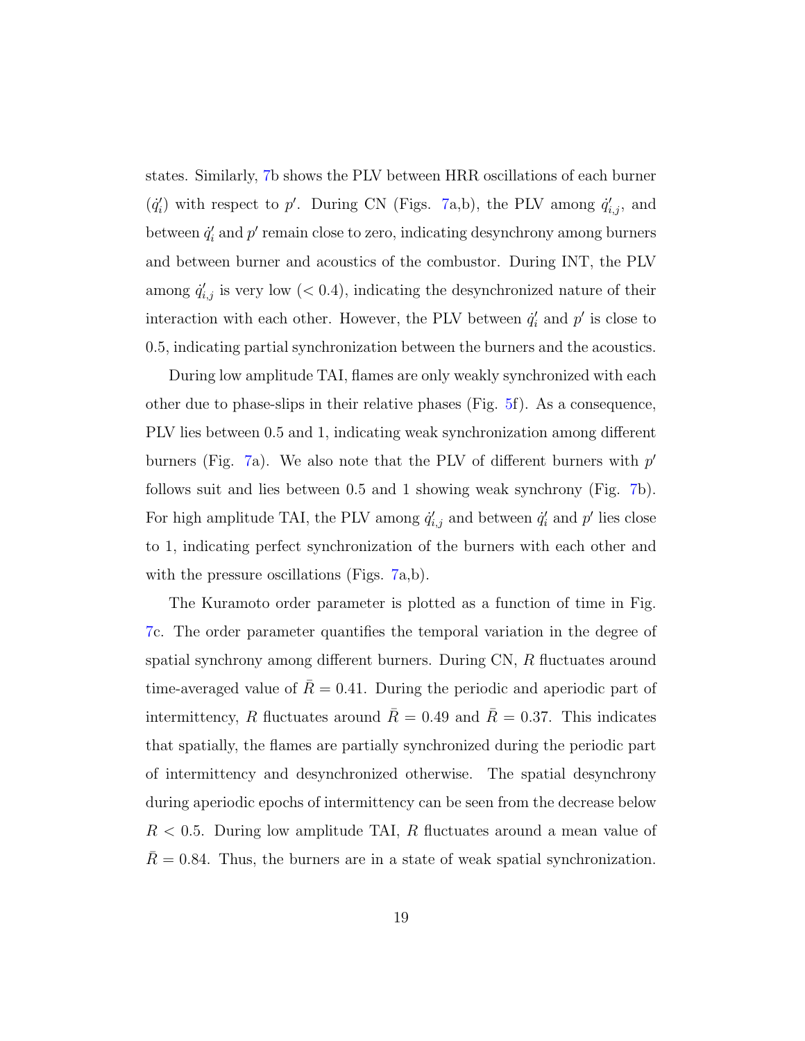states. Similarly, 7b shows the PLV between HRR oscillations of each burner ($\dot{q}_i'$) with respect to $p'$. During CN (Figs. 7a,b), the PLV among $\dot{q}_{i,j}'$, and between $\dot{q}_i'$ and $p'$ remain close to zero, indicating desynchrony among burners and between burner and acoustics of the combustor. During INT, the PLV among $\dot{q}_{i,j}'$ is very low ($< 0.4$), indicating the desynchronized nature of their interaction with each other. However, the PLV between $\dot{q}_i'$ and $p'$ is close to 0.5, indicating partial synchronization between the burners and the acoustics.

During low amplitude TAI, flames are only weakly synchronized with each other due to phase-slips in their relative phases (Fig. 5f). As a consequence, PLV lies between 0.5 and 1, indicating weak synchronization among different burners (Fig. 7a). We also note that the PLV of different burners with $p'$ follows suit and lies between 0.5 and 1 showing weak synchrony (Fig. 7b). For high amplitude TAI, the PLV among $\dot{q}_{i,j}'$ and between $\dot{q}_i'$ and $p'$ lies close to 1, indicating perfect synchronization of the burners with each other and with the pressure oscillations (Figs. 7a,b).

The Kuramoto order parameter is plotted as a function of time in Fig. 7c. The order parameter quantifies the temporal variation in the degree of spatial synchrony among different burners. During CN, $R$ fluctuates around time-averaged value of $\bar{R} = 0.41$. During the periodic and aperiodic part of intermittency, $R$ fluctuates around $\bar{R} = 0.49$ and $\bar{R} = 0.37$. This indicates that spatially, the flames are partially synchronized during the periodic part of intermittency and desynchronized otherwise. The spatial desynchrony during aperiodic epochs of intermittency can be seen from the decrease below $R < 0.5$. During low amplitude TAI, $R$ fluctuates around a mean value of $\bar{R} = 0.84$. Thus, the burners are in a state of weak spatial synchronization.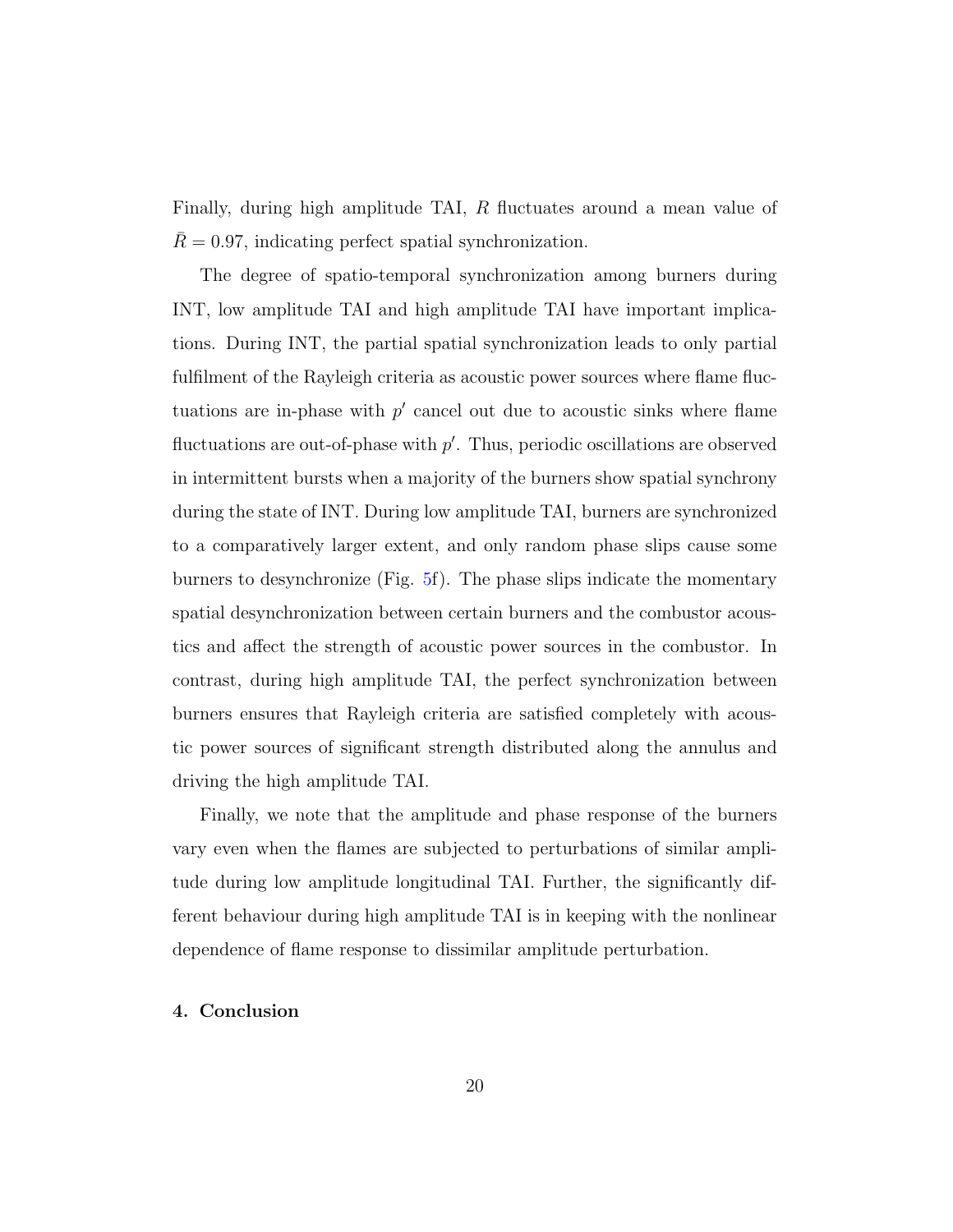Finally, during high amplitude TAI, $R$ fluctuates around a mean value of $\bar{R} = 0.97$, indicating perfect spatial synchronization.

The degree of spatio-temporal synchronization among burners during INT, low amplitude TAI and high amplitude TAI have important implications. During INT, the partial spatial synchronization leads to only partial fulfilment of the Rayleigh criteria as acoustic power sources where flame fluctuations are in-phase with $p'$ cancel out due to acoustic sinks where flame fluctuations are out-of-phase with $p'$. Thus, periodic oscillations are observed in intermittent bursts when a majority of the burners show spatial synchrony during the state of INT. During low amplitude TAI, burners are synchronized to a comparatively larger extent, and only random phase slips cause some burners to desynchronize (Fig. 5f). The phase slips indicate the momentary spatial desynchronization between certain burners and the combustor acoustics and affect the strength of acoustic power sources in the combustor. In contrast, during high amplitude TAI, the perfect synchronization between burners ensures that Rayleigh criteria are satisfied completely with acoustic power sources of significant strength distributed along the annulus and driving the high amplitude TAI.

Finally, we note that the amplitude and phase response of the burners vary even when the flames are subjected to perturbations of similar amplitude during low amplitude longitudinal TAI. Further, the significantly different behaviour during high amplitude TAI is in keeping with the nonlinear dependence of flame response to dissimilar amplitude perturbation.

## 4. Conclusion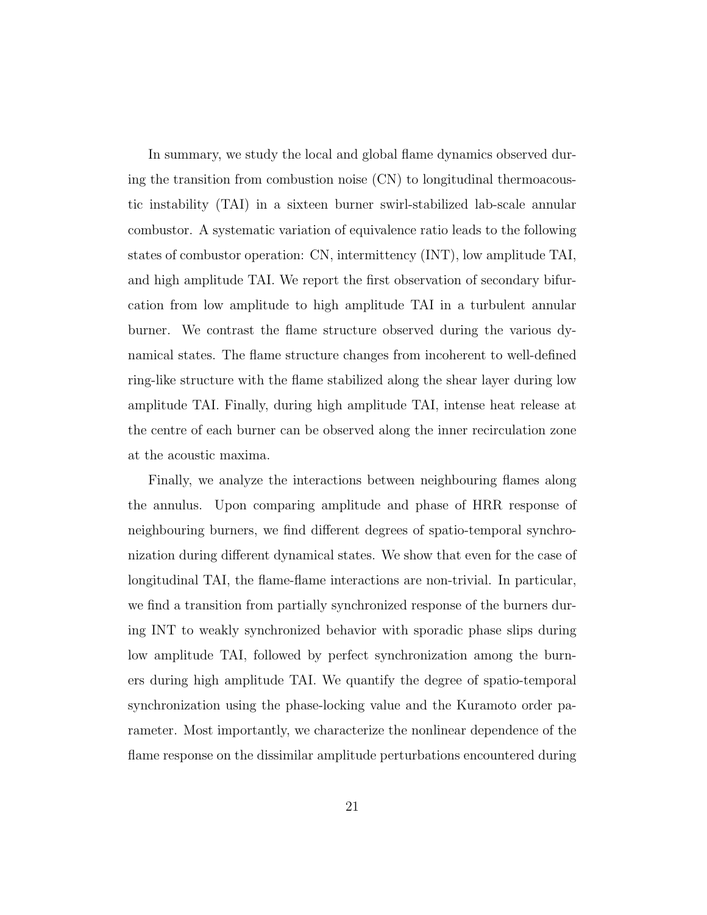In summary, we study the local and global flame dynamics observed during the transition from combustion noise (CN) to longitudinal thermoacoustic instability (TAI) in a sixteen burner swirl-stabilized lab-scale annular combustor. A systematic variation of equivalence ratio leads to the following states of combustor operation: CN, intermittency (INT), low amplitude TAI, and high amplitude TAI. We report the first observation of secondary bifurcation from low amplitude to high amplitude TAI in a turbulent annular burner. We contrast the flame structure observed during the various dynamical states. The flame structure changes from incoherent to well-defined ring-like structure with the flame stabilized along the shear layer during low amplitude TAI. Finally, during high amplitude TAI, intense heat release at the centre of each burner can be observed along the inner recirculation zone at the acoustic maxima.

Finally, we analyze the interactions between neighbouring flames along the annulus. Upon comparing amplitude and phase of HRR response of neighbouring burners, we find different degrees of spatio-temporal synchronization during different dynamical states. We show that even for the case of longitudinal TAI, the flame-flame interactions are non-trivial. In particular, we find a transition from partially synchronized response of the burners during INT to weakly synchronized behavior with sporadic phase slips during low amplitude TAI, followed by perfect synchronization among the burners during high amplitude TAI. We quantify the degree of spatio-temporal synchronization using the phase-locking value and the Kuramoto order parameter. Most importantly, we characterize the nonlinear dependence of the flame response on the dissimilar amplitude perturbations encountered during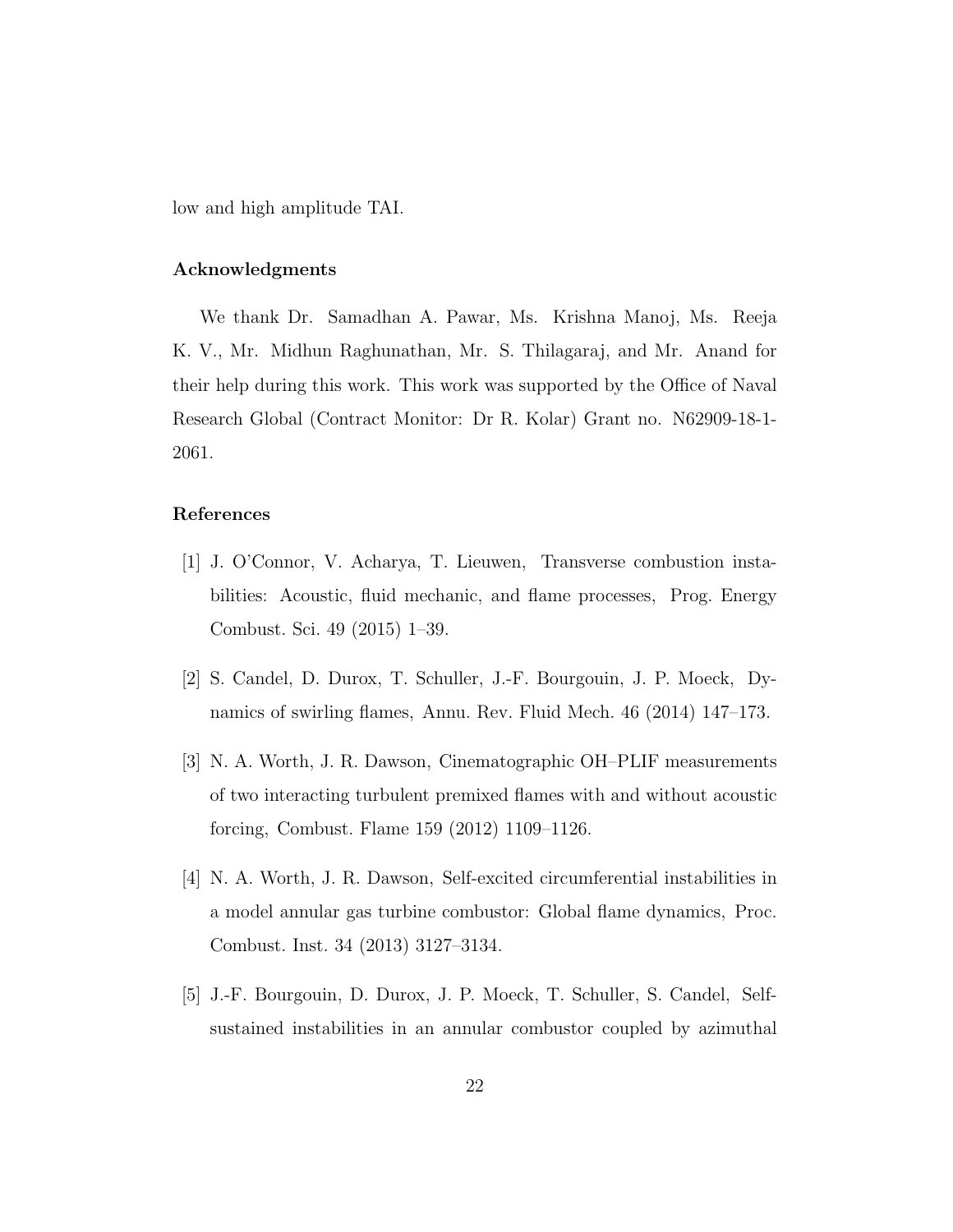low and high amplitude TAI.

### Acknowledgments

We thank Dr. Samadhan A. Pawar, Ms. Krishna Manoj, Ms. Reeja K. V., Mr. Midhun Raghunathan, Mr. S. Thilagaraj, and Mr. Anand for their help during this work. This work was supported by the Office of Naval Research Global (Contract Monitor: Dr R. Kolar) Grant no. N62909-18-1-2061.

### References

[1] J. O'Connor, V. Acharya, T. Lieuwen, Transverse combustion instabilities: Acoustic, fluid mechanic, and flame processes, Prog. Energy Combust. Sci. 49 (2015) 1–39.

[2] S. Candel, D. Durox, T. Schuller, J.-F. Bourgouin, J. P. Moeck, Dynamics of swirling flames, Annu. Rev. Fluid Mech. 46 (2014) 147–173.

[3] N. A. Worth, J. R. Dawson, Cinematographic OH–PLIF measurements of two interacting turbulent premixed flames with and without acoustic forcing, Combust. Flame 159 (2012) 1109–1126.

[4] N. A. Worth, J. R. Dawson, Self-excited circumferential instabilities in a model annular gas turbine combustor: Global flame dynamics, Proc. Combust. Inst. 34 (2013) 3127–3134.

[5] J.-F. Bourgouin, D. Durox, J. P. Moeck, T. Schuller, S. Candel, Self-sustained instabilities in an annular combustor coupled by azimuthal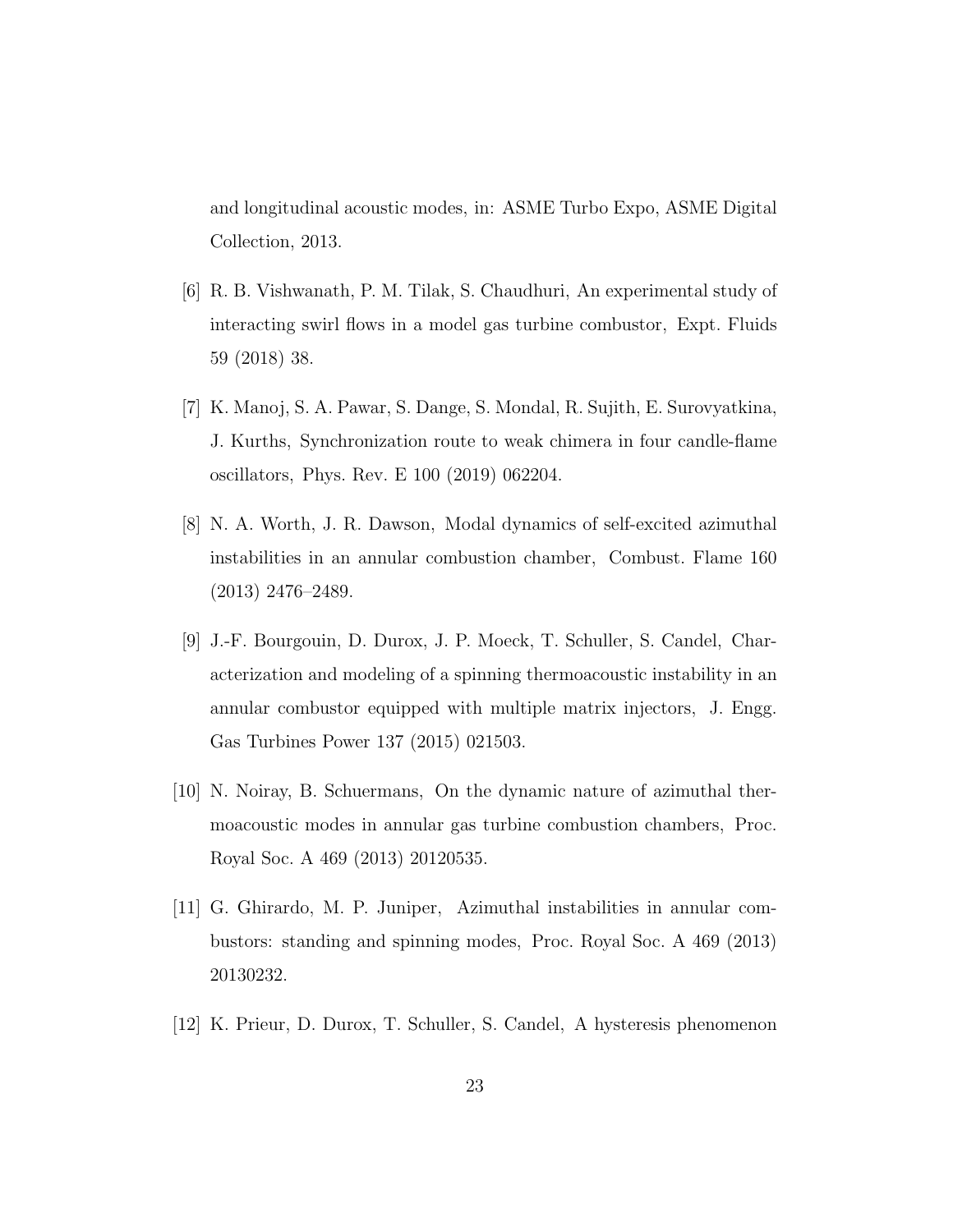and longitudinal acoustic modes, in: ASME Turbo Expo, ASME Digital Collection, 2013.

[6] R. B. Vishwanath, P. M. Tilak, S. Chaudhuri, An experimental study of interacting swirl flows in a model gas turbine combustor, Expt. Fluids 59 (2018) 38.

[7] K. Manoj, S. A. Pawar, S. Dange, S. Mondal, R. Sujith, E. Surovyatkina, J. Kurths, Synchronization route to weak chimera in four candle-flame oscillators, Phys. Rev. E 100 (2019) 062204.

[8] N. A. Worth, J. R. Dawson, Modal dynamics of self-excited azimuthal instabilities in an annular combustion chamber, Combust. Flame 160 (2013) 2476–2489.

[9] J.-F. Bourgouin, D. Durox, J. P. Moeck, T. Schuller, S. Candel, Characterization and modeling of a spinning thermoacoustic instability in an annular combustor equipped with multiple matrix injectors, J. Engg. Gas Turbines Power 137 (2015) 021503.

[10] N. Noiray, B. Schuermans, On the dynamic nature of azimuthal thermoacoustic modes in annular gas turbine combustion chambers, Proc. Royal Soc. A 469 (2013) 20120535.

[11] G. Ghirardo, M. P. Juniper, Azimuthal instabilities in annular combustors: standing and spinning modes, Proc. Royal Soc. A 469 (2013) 20130232.

[12] K. Prieur, D. Durox, T. Schuller, S. Candel, A hysteresis phenomenon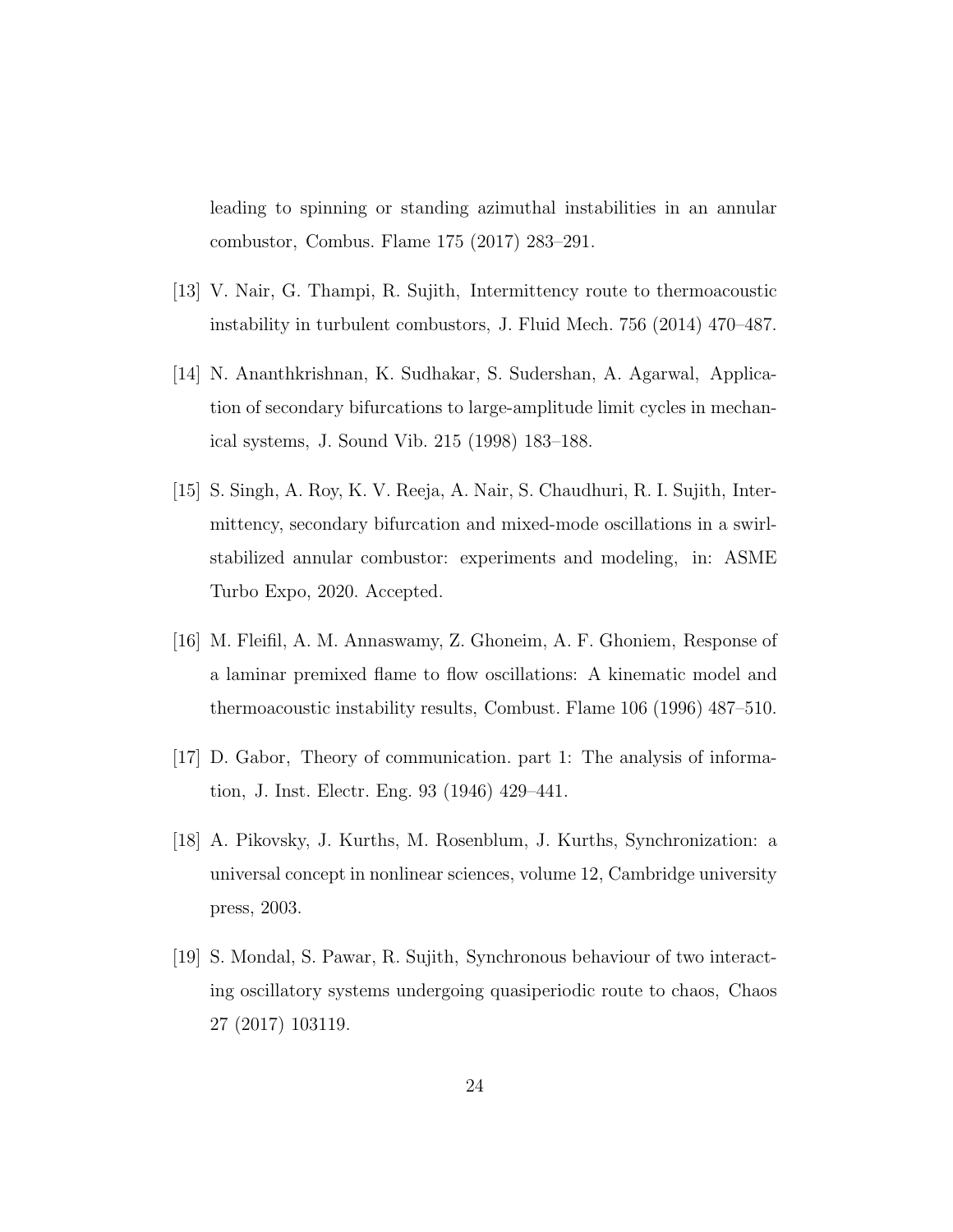leading to spinning or standing azimuthal instabilities in an annular combustor, Combus. Flame 175 (2017) 283–291.

[13] V. Nair, G. Thampi, R. Sujith, Intermittency route to thermoacoustic instability in turbulent combustors, J. Fluid Mech. 756 (2014) 470–487.

[14] N. Ananthkrishnan, K. Sudhakar, S. Sudershan, A. Agarwal, Application of secondary bifurcations to large-amplitude limit cycles in mechanical systems, J. Sound Vib. 215 (1998) 183–188.

[15] S. Singh, A. Roy, K. V. Reeja, A. Nair, S. Chaudhuri, R. I. Sujith, Intermittency, secondary bifurcation and mixed-mode oscillations in a swirl-stabilized annular combustor: experiments and modeling, in: ASME Turbo Expo, 2020. Accepted.

[16] M. Fleifil, A. M. Annaswamy, Z. Ghoneim, A. F. Ghoniem, Response of a laminar premixed flame to flow oscillations: A kinematic model and thermoacoustic instability results, Combust. Flame 106 (1996) 487–510.

[17] D. Gabor, Theory of communication. part 1: The analysis of information, J. Inst. Electr. Eng. 93 (1946) 429–441.

[18] A. Pikovsky, J. Kurths, M. Rosenblum, J. Kurths, Synchronization: a universal concept in nonlinear sciences, volume 12, Cambridge university press, 2003.

[19] S. Mondal, S. Pawar, R. Sujith, Synchronous behaviour of two interacting oscillatory systems undergoing quasiperiodic route to chaos, Chaos 27 (2017) 103119.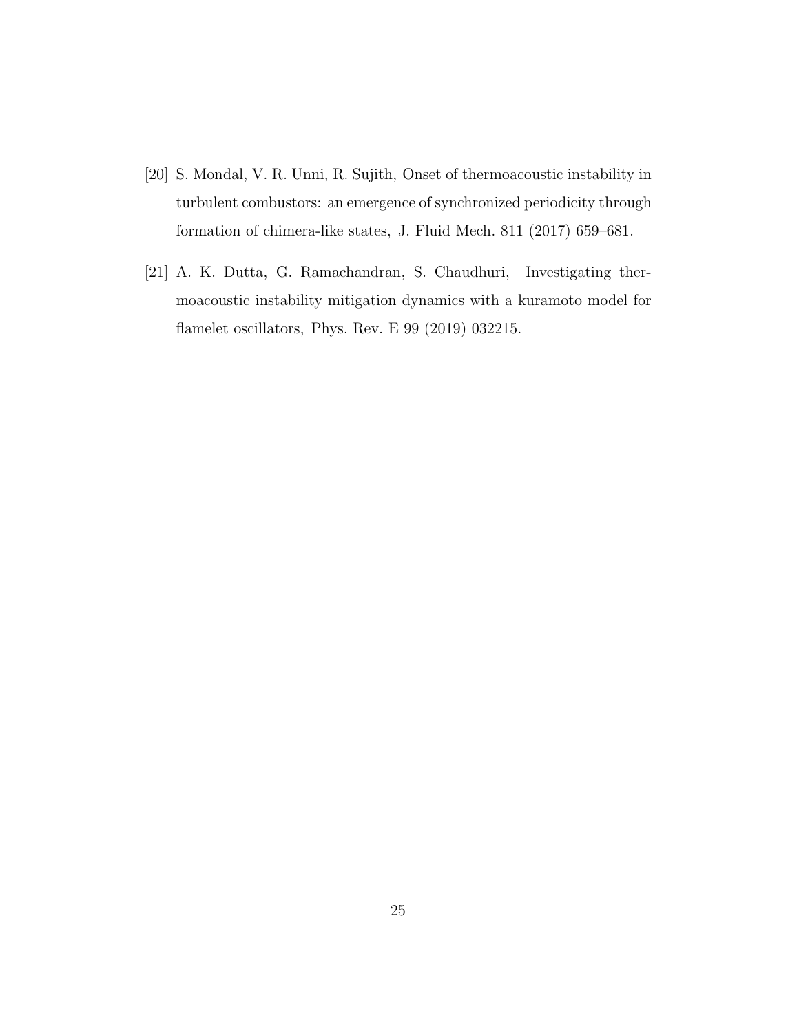[20] S. Mondal, V. R. Unni, R. Sujith, Onset of thermoacoustic instability in turbulent combustors: an emergence of synchronized periodicity through formation of chimera-like states, J. Fluid Mech. 811 (2017) 659–681.

[21] A. K. Dutta, G. Ramachandran, S. Chaudhuri, Investigating thermoacoustic instability mitigation dynamics with a kuramoto model for flamelet oscillators, Phys. Rev. E 99 (2019) 032215.